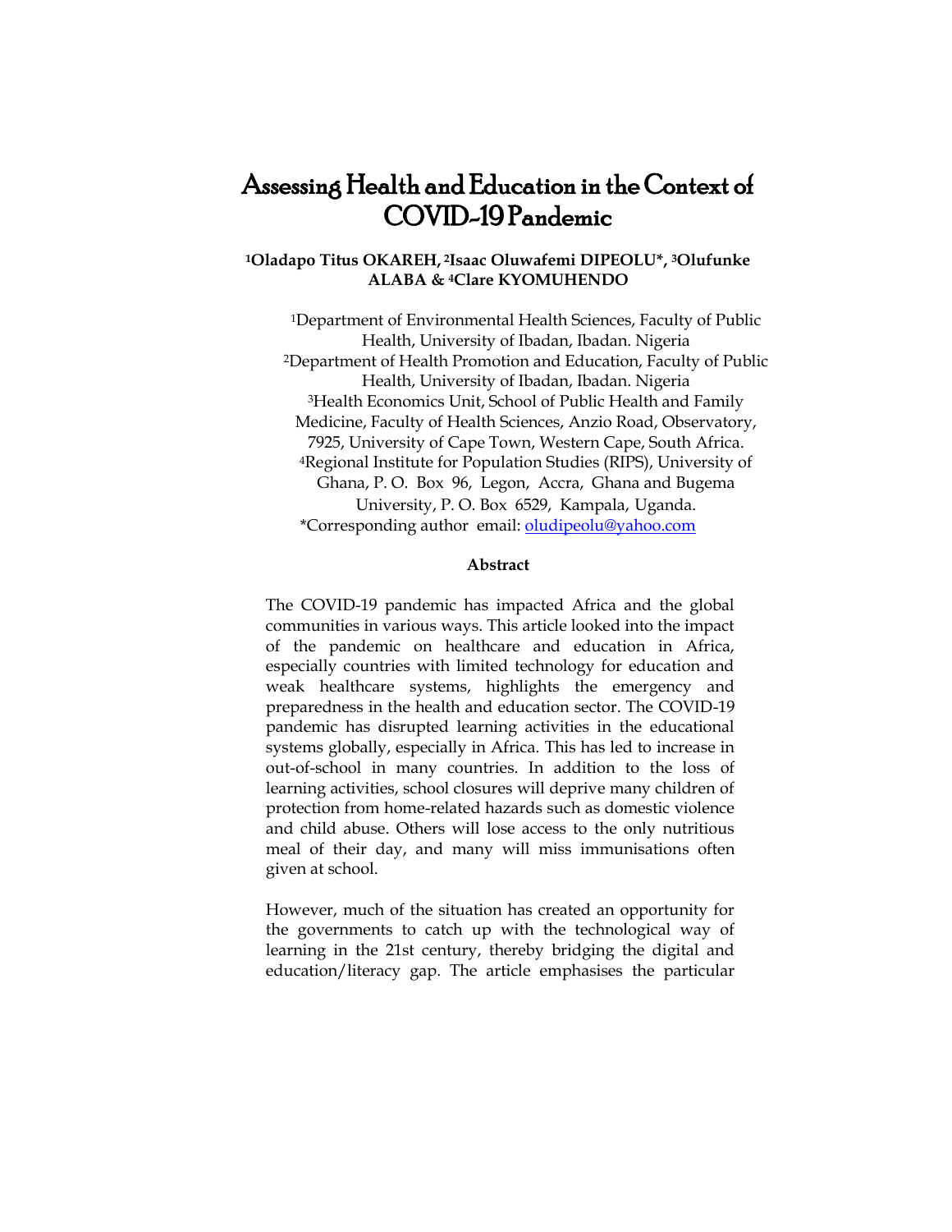# Assessing Health and Education in the Context of COVID-19 Pandemic

**[1]Oladapo Titus OKAREH, [2]Isaac Oluwafemi DIPEOLU\*, [3]Olufunke ALABA & [4]Clare KYOMUHENDO**

[1]Department of Environmental Health Sciences, Faculty of Public Health, University of Ibadan, Ibadan. Nigeria
[2]Department of Health Promotion and Education, Faculty of Public Health, University of Ibadan, Ibadan. Nigeria
[3]Health Economics Unit, School of Public Health and Family Medicine, Faculty of Health Sciences, Anzio Road, Observatory, 7925, University of Cape Town, Western Cape, South Africa.
[4]Regional Institute for Population Studies (RIPS), University of Ghana, P. O. Box 96, Legon, Accra, Ghana and Bugema University, P. O. Box 6529, Kampala, Uganda.
\*Corresponding author email: oludipeolu@yahoo.com

**Abstract**

The COVID-19 pandemic has impacted Africa and the global communities in various ways. This article looked into the impact of the pandemic on healthcare and education in Africa, especially countries with limited technology for education and weak healthcare systems, highlights the emergency and preparedness in the health and education sector. The COVID-19 pandemic has disrupted learning activities in the educational systems globally, especially in Africa. This has led to increase in out-of-school in many countries. In addition to the loss of learning activities, school closures will deprive many children of protection from home-related hazards such as domestic violence and child abuse. Others will lose access to the only nutritious meal of their day, and many will miss immunisations often given at school.

However, much of the situation has created an opportunity for the governments to catch up with the technological way of learning in the 21st century, thereby bridging the digital and education/literacy gap. The article emphasises the particular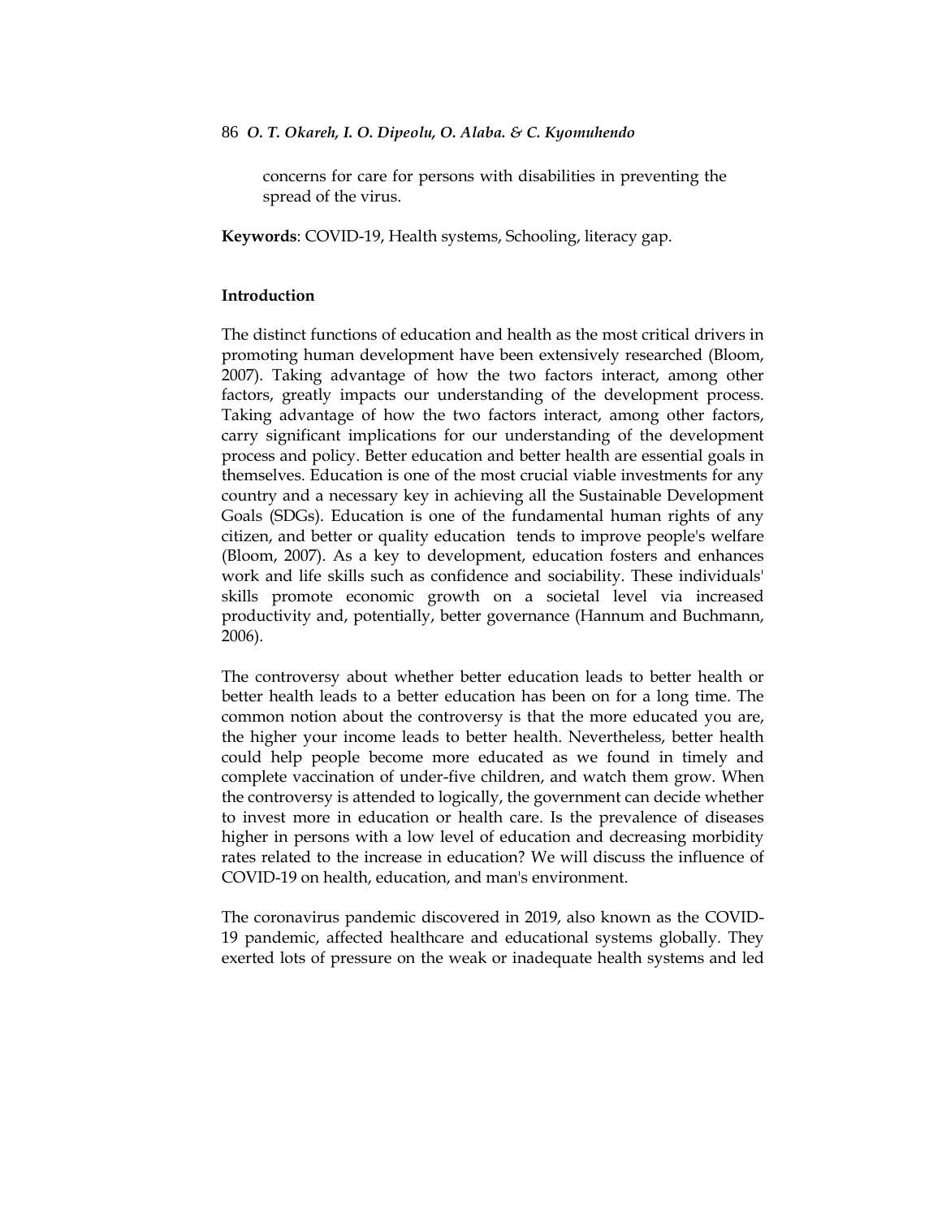concerns for care for persons with disabilities in preventing the spread of the virus.

**Keywords**: COVID-19, Health systems, Schooling, literacy gap.

## Introduction

The distinct functions of education and health as the most critical drivers in promoting human development have been extensively researched (Bloom, 2007). Taking advantage of how the two factors interact, among other factors, greatly impacts our understanding of the development process. Taking advantage of how the two factors interact, among other factors, carry significant implications for our understanding of the development process and policy. Better education and better health are essential goals in themselves. Education is one of the most crucial viable investments for any country and a necessary key in achieving all the Sustainable Development Goals (SDGs). Education is one of the fundamental human rights of any citizen, and better or quality education tends to improve people's welfare (Bloom, 2007). As a key to development, education fosters and enhances work and life skills such as confidence and sociability. These individuals' skills promote economic growth on a societal level via increased productivity and, potentially, better governance (Hannum and Buchmann, 2006).

The controversy about whether better education leads to better health or better health leads to a better education has been on for a long time. The common notion about the controversy is that the more educated you are, the higher your income leads to better health. Nevertheless, better health could help people become more educated as we found in timely and complete vaccination of under-five children, and watch them grow. When the controversy is attended to logically, the government can decide whether to invest more in education or health care. Is the prevalence of diseases higher in persons with a low level of education and decreasing morbidity rates related to the increase in education? We will discuss the influence of COVID-19 on health, education, and man's environment.

The coronavirus pandemic discovered in 2019, also known as the COVID-19 pandemic, affected healthcare and educational systems globally. They exerted lots of pressure on the weak or inadequate health systems and led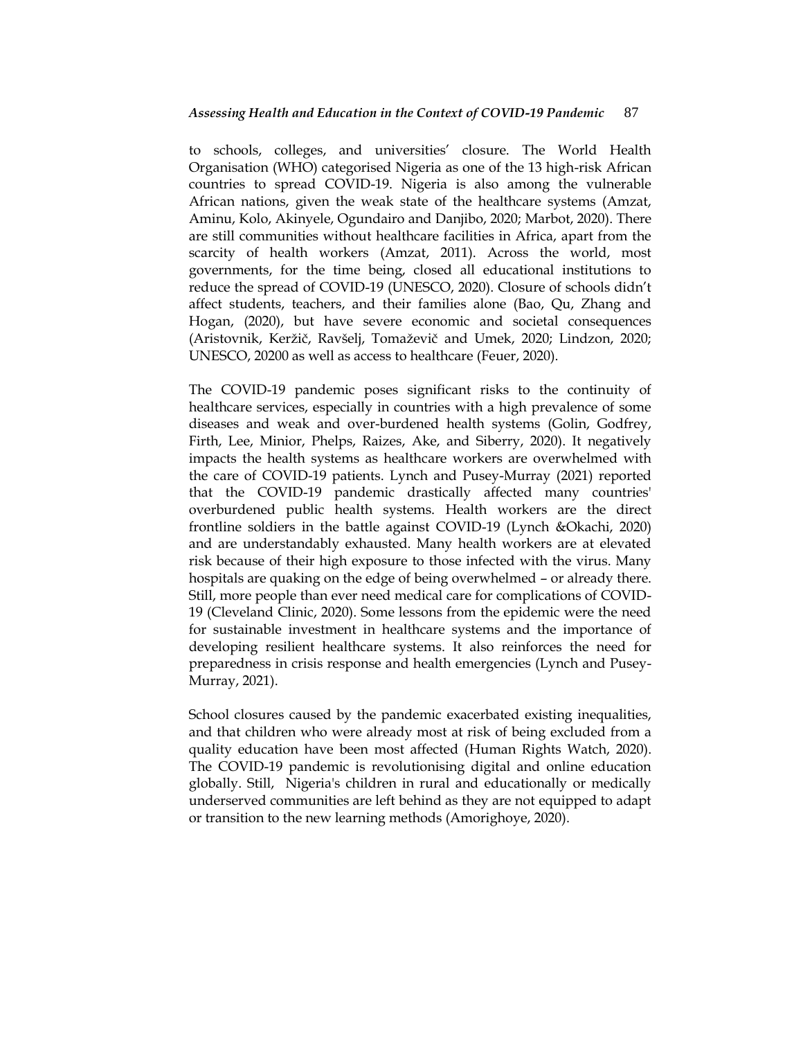to schools, colleges, and universities' closure. The World Health Organisation (WHO) categorised Nigeria as one of the 13 high-risk African countries to spread COVID-19. Nigeria is also among the vulnerable African nations, given the weak state of the healthcare systems (Amzat, Aminu, Kolo, Akinyele, Ogundairo and Danjibo, 2020; Marbot, 2020). There are still communities without healthcare facilities in Africa, apart from the scarcity of health workers (Amzat, 2011). Across the world, most governments, for the time being, closed all educational institutions to reduce the spread of COVID-19 (UNESCO, 2020). Closure of schools didn't affect students, teachers, and their families alone (Bao, Qu, Zhang and Hogan, (2020), but have severe economic and societal consequences (Aristovnik, Keržič, Ravšelj, Tomaževič and Umek, 2020; Lindzon, 2020; UNESCO, 20200 as well as access to healthcare (Feuer, 2020).

The COVID-19 pandemic poses significant risks to the continuity of healthcare services, especially in countries with a high prevalence of some diseases and weak and over-burdened health systems (Golin, Godfrey, Firth, Lee, Minior, Phelps, Raizes, Ake, and Siberry, 2020). It negatively impacts the health systems as healthcare workers are overwhelmed with the care of COVID-19 patients. Lynch and Pusey-Murray (2021) reported that the COVID-19 pandemic drastically affected many countries' overburdened public health systems. Health workers are the direct frontline soldiers in the battle against COVID-19 (Lynch &Okachi, 2020) and are understandably exhausted. Many health workers are at elevated risk because of their high exposure to those infected with the virus. Many hospitals are quaking on the edge of being overwhelmed – or already there. Still, more people than ever need medical care for complications of COVID-19 (Cleveland Clinic, 2020). Some lessons from the epidemic were the need for sustainable investment in healthcare systems and the importance of developing resilient healthcare systems. It also reinforces the need for preparedness in crisis response and health emergencies (Lynch and Pusey-Murray, 2021).

School closures caused by the pandemic exacerbated existing inequalities, and that children who were already most at risk of being excluded from a quality education have been most affected (Human Rights Watch, 2020). The COVID-19 pandemic is revolutionising digital and online education globally. Still, Nigeria's children in rural and educationally or medically underserved communities are left behind as they are not equipped to adapt or transition to the new learning methods (Amorighoye, 2020).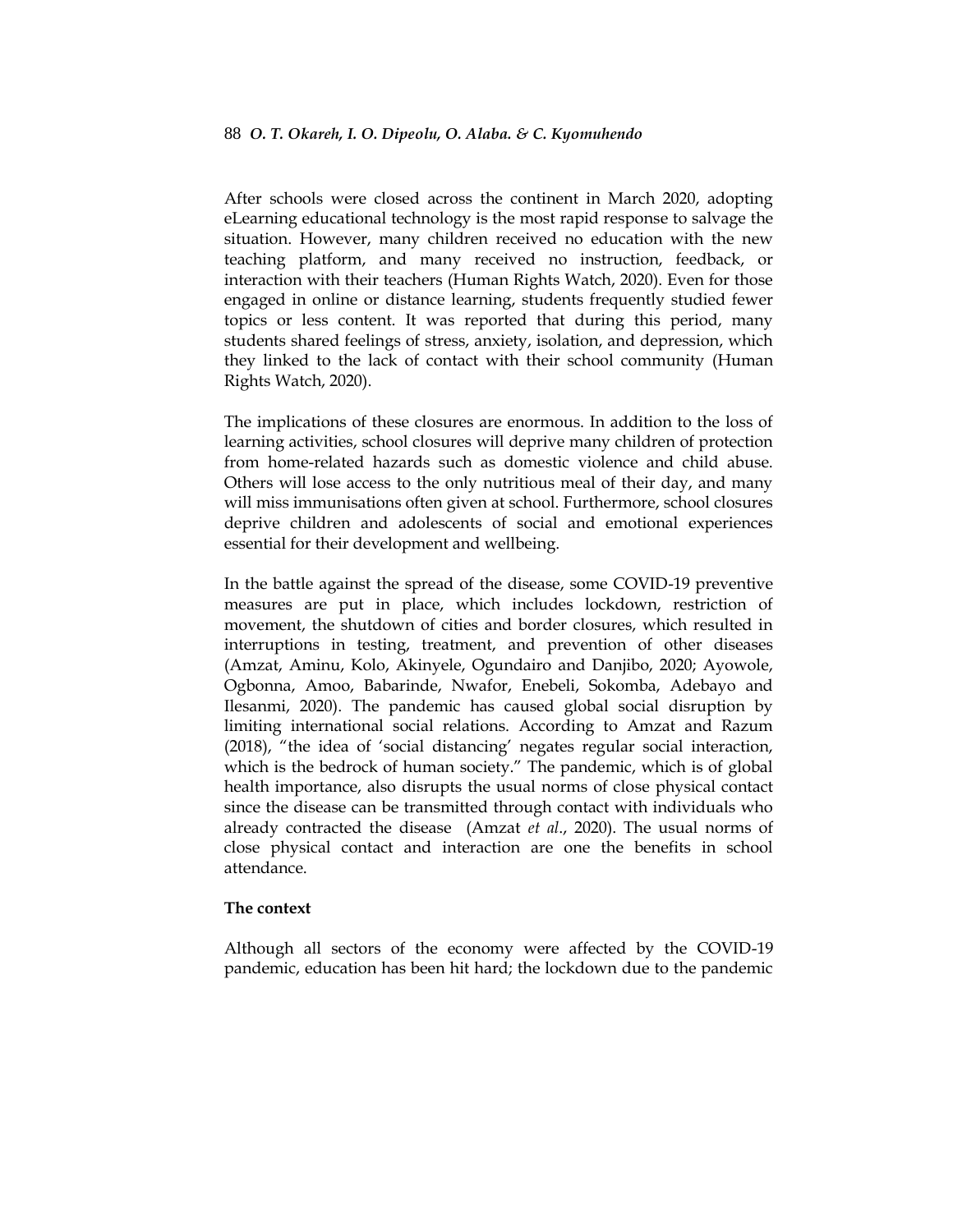After schools were closed across the continent in March 2020, adopting eLearning educational technology is the most rapid response to salvage the situation. However, many children received no education with the new teaching platform, and many received no instruction, feedback, or interaction with their teachers (Human Rights Watch, 2020). Even for those engaged in online or distance learning, students frequently studied fewer topics or less content. It was reported that during this period, many students shared feelings of stress, anxiety, isolation, and depression, which they linked to the lack of contact with their school community (Human Rights Watch, 2020).

The implications of these closures are enormous. In addition to the loss of learning activities, school closures will deprive many children of protection from home-related hazards such as domestic violence and child abuse. Others will lose access to the only nutritious meal of their day, and many will miss immunisations often given at school. Furthermore, school closures deprive children and adolescents of social and emotional experiences essential for their development and wellbeing.

In the battle against the spread of the disease, some COVID-19 preventive measures are put in place, which includes lockdown, restriction of movement, the shutdown of cities and border closures, which resulted in interruptions in testing, treatment, and prevention of other diseases (Amzat, Aminu, Kolo, Akinyele, Ogundairo and Danjibo, 2020; Ayowole, Ogbonna, Amoo, Babarinde, Nwafor, Enebeli, Sokomba, Adebayo and Ilesanmi, 2020). The pandemic has caused global social disruption by limiting international social relations. According to Amzat and Razum (2018), "the idea of 'social distancing' negates regular social interaction, which is the bedrock of human society." The pandemic, which is of global health importance, also disrupts the usual norms of close physical contact since the disease can be transmitted through contact with individuals who already contracted the disease (Amzat *et al*., 2020). The usual norms of close physical contact and interaction are one the benefits in school attendance.

**The context**

Although all sectors of the economy were affected by the COVID-19 pandemic, education has been hit hard; the lockdown due to the pandemic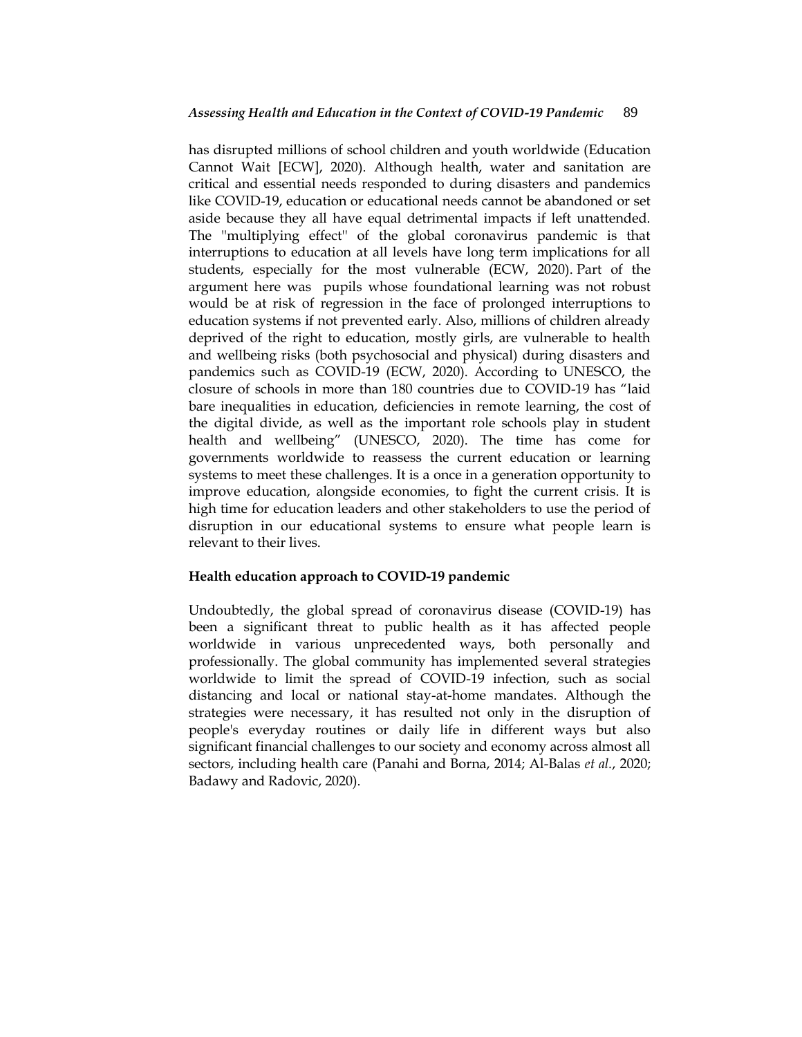has disrupted millions of school children and youth worldwide (Education Cannot Wait [ECW], 2020). Although health, water and sanitation are critical and essential needs responded to during disasters and pandemics like COVID-19, education or educational needs cannot be abandoned or set aside because they all have equal detrimental impacts if left unattended. The "multiplying effect" of the global coronavirus pandemic is that interruptions to education at all levels have long term implications for all students, especially for the most vulnerable (ECW, 2020). Part of the argument here was pupils whose foundational learning was not robust would be at risk of regression in the face of prolonged interruptions to education systems if not prevented early. Also, millions of children already deprived of the right to education, mostly girls, are vulnerable to health and wellbeing risks (both psychosocial and physical) during disasters and pandemics such as COVID-19 (ECW, 2020). According to UNESCO, the closure of schools in more than 180 countries due to COVID-19 has "laid bare inequalities in education, deficiencies in remote learning, the cost of the digital divide, as well as the important role schools play in student health and wellbeing" (UNESCO, 2020). The time has come for governments worldwide to reassess the current education or learning systems to meet these challenges. It is a once in a generation opportunity to improve education, alongside economies, to fight the current crisis. It is high time for education leaders and other stakeholders to use the period of disruption in our educational systems to ensure what people learn is relevant to their lives.

## Health education approach to COVID-19 pandemic

Undoubtedly, the global spread of coronavirus disease (COVID-19) has been a significant threat to public health as it has affected people worldwide in various unprecedented ways, both personally and professionally. The global community has implemented several strategies worldwide to limit the spread of COVID-19 infection, such as social distancing and local or national stay-at-home mandates. Although the strategies were necessary, it has resulted not only in the disruption of people's everyday routines or daily life in different ways but also significant financial challenges to our society and economy across almost all sectors, including health care (Panahi and Borna, 2014; Al-Balas *et al.*, 2020; Badawy and Radovic, 2020).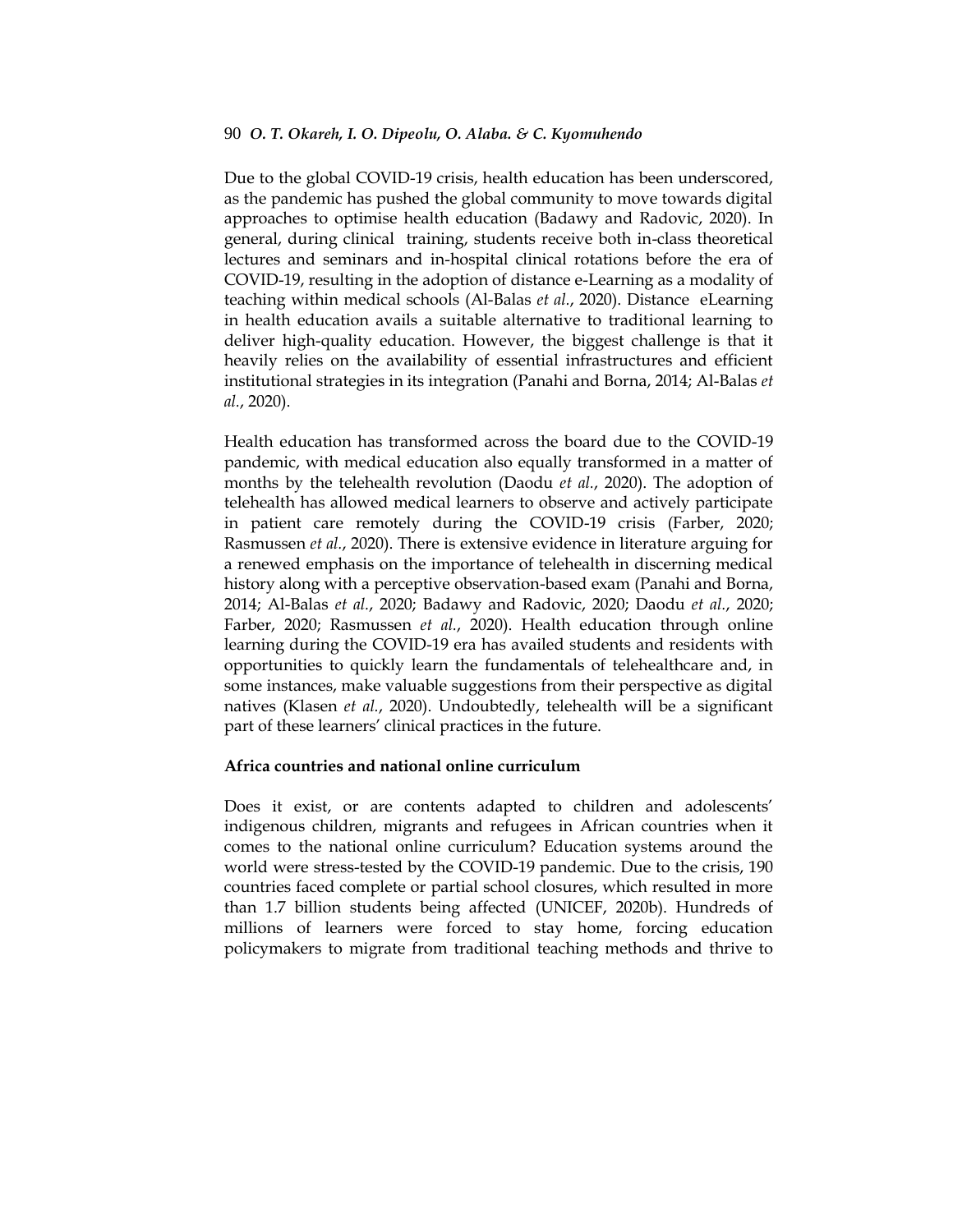Due to the global COVID-19 crisis, health education has been underscored, as the pandemic has pushed the global community to move towards digital approaches to optimise health education (Badawy and Radovic, 2020). In general, during clinical training, students receive both in-class theoretical lectures and seminars and in-hospital clinical rotations before the era of COVID-19, resulting in the adoption of distance e-Learning as a modality of teaching within medical schools (Al-Balas *et al.*, 2020). Distance eLearning in health education avails a suitable alternative to traditional learning to deliver high-quality education. However, the biggest challenge is that it heavily relies on the availability of essential infrastructures and efficient institutional strategies in its integration (Panahi and Borna, 2014; Al-Balas *et al.*, 2020).

Health education has transformed across the board due to the COVID-19 pandemic, with medical education also equally transformed in a matter of months by the telehealth revolution (Daodu *et al.*, 2020). The adoption of telehealth has allowed medical learners to observe and actively participate in patient care remotely during the COVID-19 crisis (Farber, 2020; Rasmussen *et al.*, 2020). There is extensive evidence in literature arguing for a renewed emphasis on the importance of telehealth in discerning medical history along with a perceptive observation-based exam (Panahi and Borna, 2014; Al-Balas *et al.*, 2020; Badawy and Radovic, 2020; Daodu *et al.*, 2020; Farber, 2020; Rasmussen *et al.*, 2020). Health education through online learning during the COVID-19 era has availed students and residents with opportunities to quickly learn the fundamentals of telehealthcare and, in some instances, make valuable suggestions from their perspective as digital natives (Klasen *et al.*, 2020). Undoubtedly, telehealth will be a significant part of these learners' clinical practices in the future.

**Africa countries and national online curriculum**

Does it exist, or are contents adapted to children and adolescents' indigenous children, migrants and refugees in African countries when it comes to the national online curriculum? Education systems around the world were stress-tested by the COVID-19 pandemic. Due to the crisis, 190 countries faced complete or partial school closures, which resulted in more than 1.7 billion students being affected (UNICEF, 2020b). Hundreds of millions of learners were forced to stay home, forcing education policymakers to migrate from traditional teaching methods and thrive to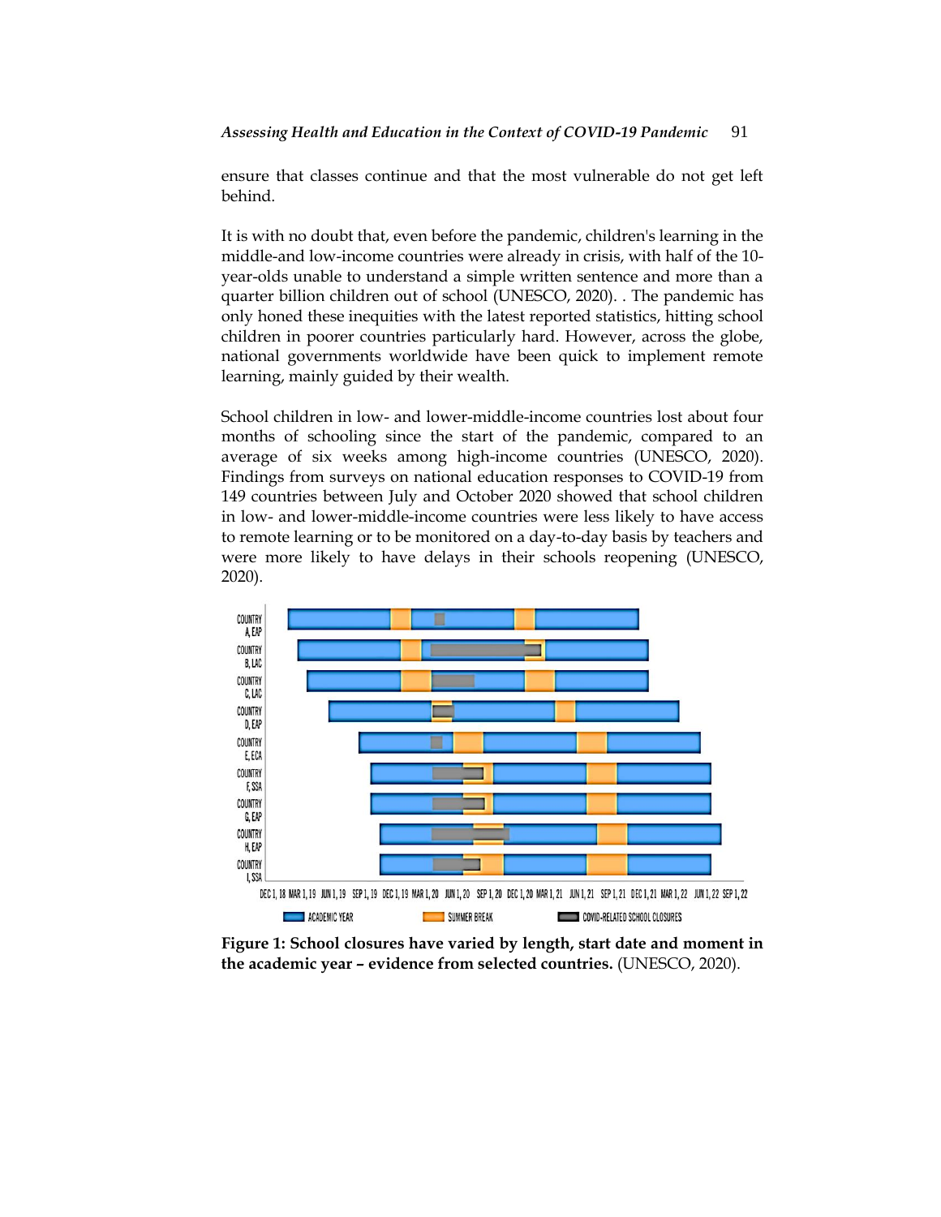ensure that classes continue and that the most vulnerable do not get left behind.

It is with no doubt that, even before the pandemic, children's learning in the middle-and low-income countries were already in crisis, with half of the 10-year-olds unable to understand a simple written sentence and more than a quarter billion children out of school (UNESCO, 2020). . The pandemic has only honed these inequities with the latest reported statistics, hitting school children in poorer countries particularly hard. However, across the globe, national governments worldwide have been quick to implement remote learning, mainly guided by their wealth.

School children in low- and lower-middle-income countries lost about four months of schooling since the start of the pandemic, compared to an average of six weeks among high-income countries (UNESCO, 2020). Findings from surveys on national education responses to COVID-19 from 149 countries between July and October 2020 showed that school children in low- and lower-middle-income countries were less likely to have access to remote learning or to be monitored on a day-to-day basis by teachers and were more likely to have delays in their schools reopening (UNESCO, 2020).

**Figure 1: School closures have varied by length, start date and moment in the academic year – evidence from selected countries.** (UNESCO, 2020).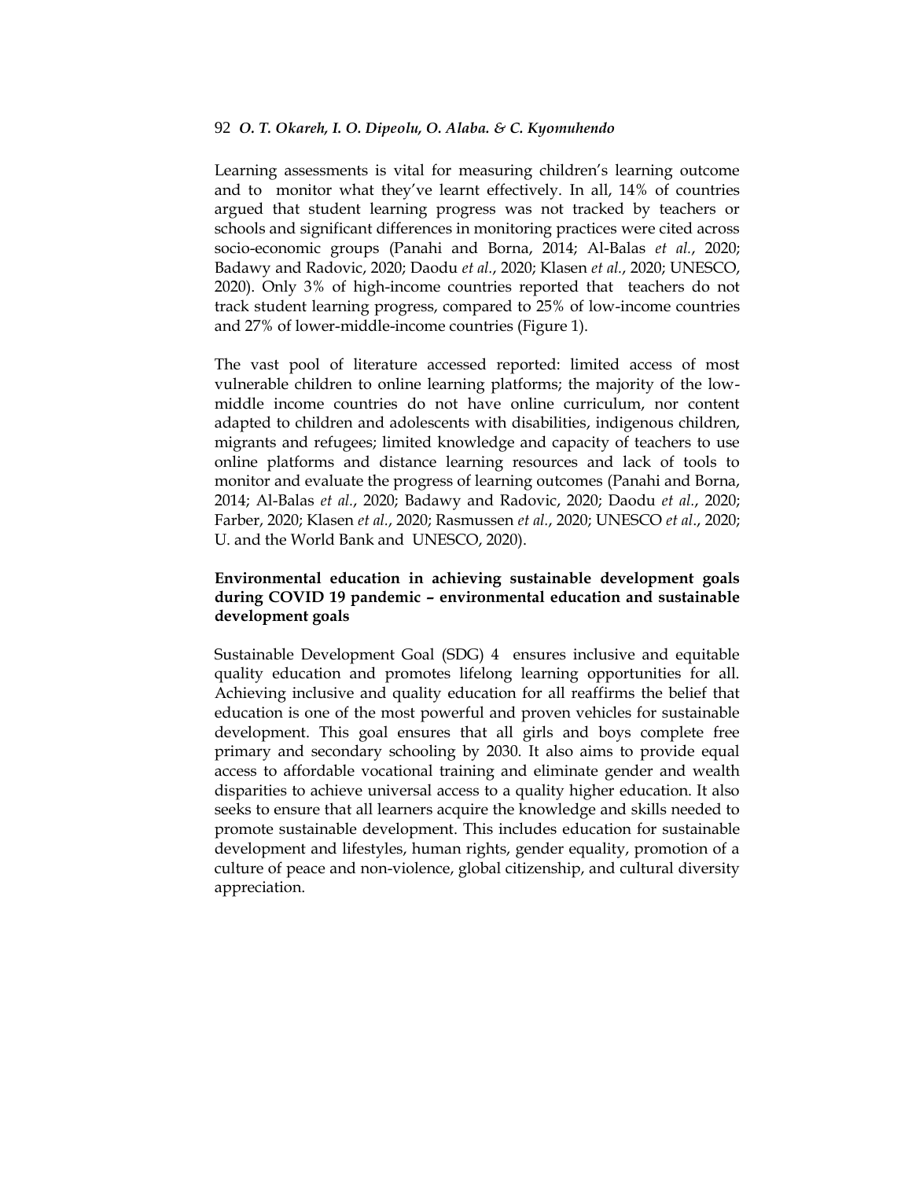Learning assessments is vital for measuring children's learning outcome and to monitor what they've learnt effectively. In all, 14% of countries argued that student learning progress was not tracked by teachers or schools and significant differences in monitoring practices were cited across socio-economic groups (Panahi and Borna, 2014; Al-Balas *et al.*, 2020; Badawy and Radovic, 2020; Daodu *et al.*, 2020; Klasen *et al.*, 2020; UNESCO, 2020). Only 3% of high-income countries reported that teachers do not track student learning progress, compared to 25% of low-income countries and 27% of lower-middle-income countries (Figure 1).

The vast pool of literature accessed reported: limited access of most vulnerable children to online learning platforms; the majority of the low-middle income countries do not have online curriculum, nor content adapted to children and adolescents with disabilities, indigenous children, migrants and refugees; limited knowledge and capacity of teachers to use online platforms and distance learning resources and lack of tools to monitor and evaluate the progress of learning outcomes (Panahi and Borna, 2014; Al-Balas *et al.*, 2020; Badawy and Radovic, 2020; Daodu *et al.*, 2020; Farber, 2020; Klasen *et al.*, 2020; Rasmussen *et al.*, 2020; UNESCO *et al.*, 2020; U. and the World Bank and UNESCO, 2020).

**Environmental education in achieving sustainable development goals during COVID 19 pandemic – environmental education and sustainable development goals**

Sustainable Development Goal (SDG) 4 ensures inclusive and equitable quality education and promotes lifelong learning opportunities for all. Achieving inclusive and quality education for all reaffirms the belief that education is one of the most powerful and proven vehicles for sustainable development. This goal ensures that all girls and boys complete free primary and secondary schooling by 2030. It also aims to provide equal access to affordable vocational training and eliminate gender and wealth disparities to achieve universal access to a quality higher education. It also seeks to ensure that all learners acquire the knowledge and skills needed to promote sustainable development. This includes education for sustainable development and lifestyles, human rights, gender equality, promotion of a culture of peace and non-violence, global citizenship, and cultural diversity appreciation.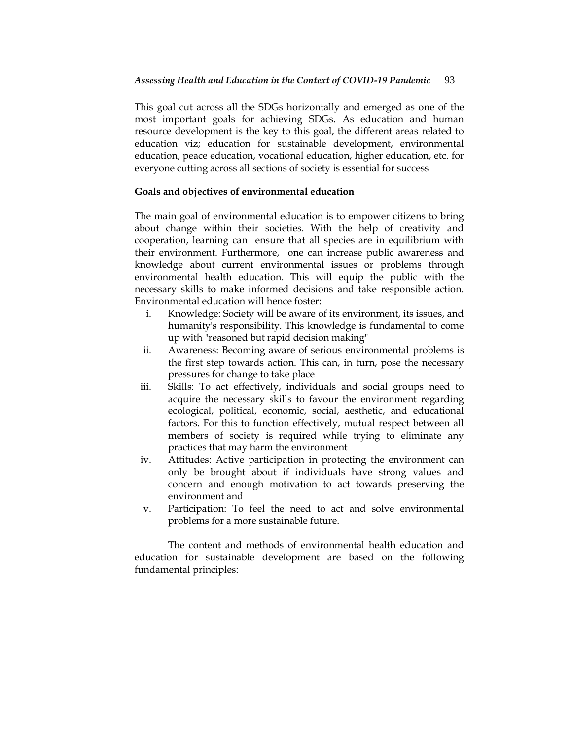This goal cut across all the SDGs horizontally and emerged as one of the most important goals for achieving SDGs. As education and human resource development is the key to this goal, the different areas related to education viz; education for sustainable development, environmental education, peace education, vocational education, higher education, etc. for everyone cutting across all sections of society is essential for success

**Goals and objectives of environmental education**

The main goal of environmental education is to empower citizens to bring about change within their societies. With the help of creativity and cooperation, learning can ensure that all species are in equilibrium with their environment. Furthermore, one can increase public awareness and knowledge about current environmental issues or problems through environmental health education. This will equip the public with the necessary skills to make informed decisions and take responsible action. Environmental education will hence foster:

i. Knowledge: Society will be aware of its environment, its issues, and humanity's responsibility. This knowledge is fundamental to come up with "reasoned but rapid decision making"
ii. Awareness: Becoming aware of serious environmental problems is the first step towards action. This can, in turn, pose the necessary pressures for change to take place
iii. Skills: To act effectively, individuals and social groups need to acquire the necessary skills to favour the environment regarding ecological, political, economic, social, aesthetic, and educational factors. For this to function effectively, mutual respect between all members of society is required while trying to eliminate any practices that may harm the environment
iv. Attitudes: Active participation in protecting the environment can only be brought about if individuals have strong values and concern and enough motivation to act towards preserving the environment and
v. Participation: To feel the need to act and solve environmental problems for a more sustainable future.

The content and methods of environmental health education and education for sustainable development are based on the following fundamental principles: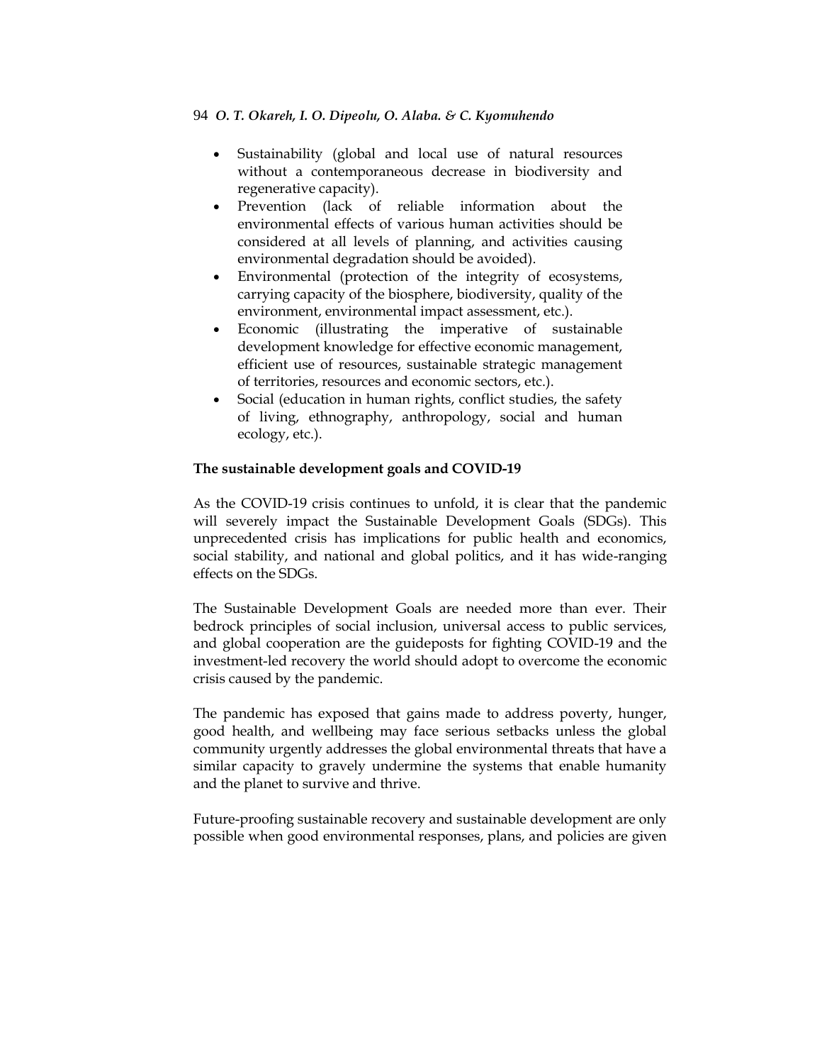- Sustainability (global and local use of natural resources without a contemporaneous decrease in biodiversity and regenerative capacity).
- Prevention (lack of reliable information about the environmental effects of various human activities should be considered at all levels of planning, and activities causing environmental degradation should be avoided).
- Environmental (protection of the integrity of ecosystems, carrying capacity of the biosphere, biodiversity, quality of the environment, environmental impact assessment, etc.).
- Economic (illustrating the imperative of sustainable development knowledge for effective economic management, efficient use of resources, sustainable strategic management of territories, resources and economic sectors, etc.).
- Social (education in human rights, conflict studies, the safety of living, ethnography, anthropology, social and human ecology, etc.).

**The sustainable development goals and COVID-19**

As the COVID-19 crisis continues to unfold, it is clear that the pandemic will severely impact the Sustainable Development Goals (SDGs). This unprecedented crisis has implications for public health and economics, social stability, and national and global politics, and it has wide-ranging effects on the SDGs.

The Sustainable Development Goals are needed more than ever. Their bedrock principles of social inclusion, universal access to public services, and global cooperation are the guideposts for fighting COVID-19 and the investment-led recovery the world should adopt to overcome the economic crisis caused by the pandemic.

The pandemic has exposed that gains made to address poverty, hunger, good health, and wellbeing may face serious setbacks unless the global community urgently addresses the global environmental threats that have a similar capacity to gravely undermine the systems that enable humanity and the planet to survive and thrive.

Future-proofing sustainable recovery and sustainable development are only possible when good environmental responses, plans, and policies are given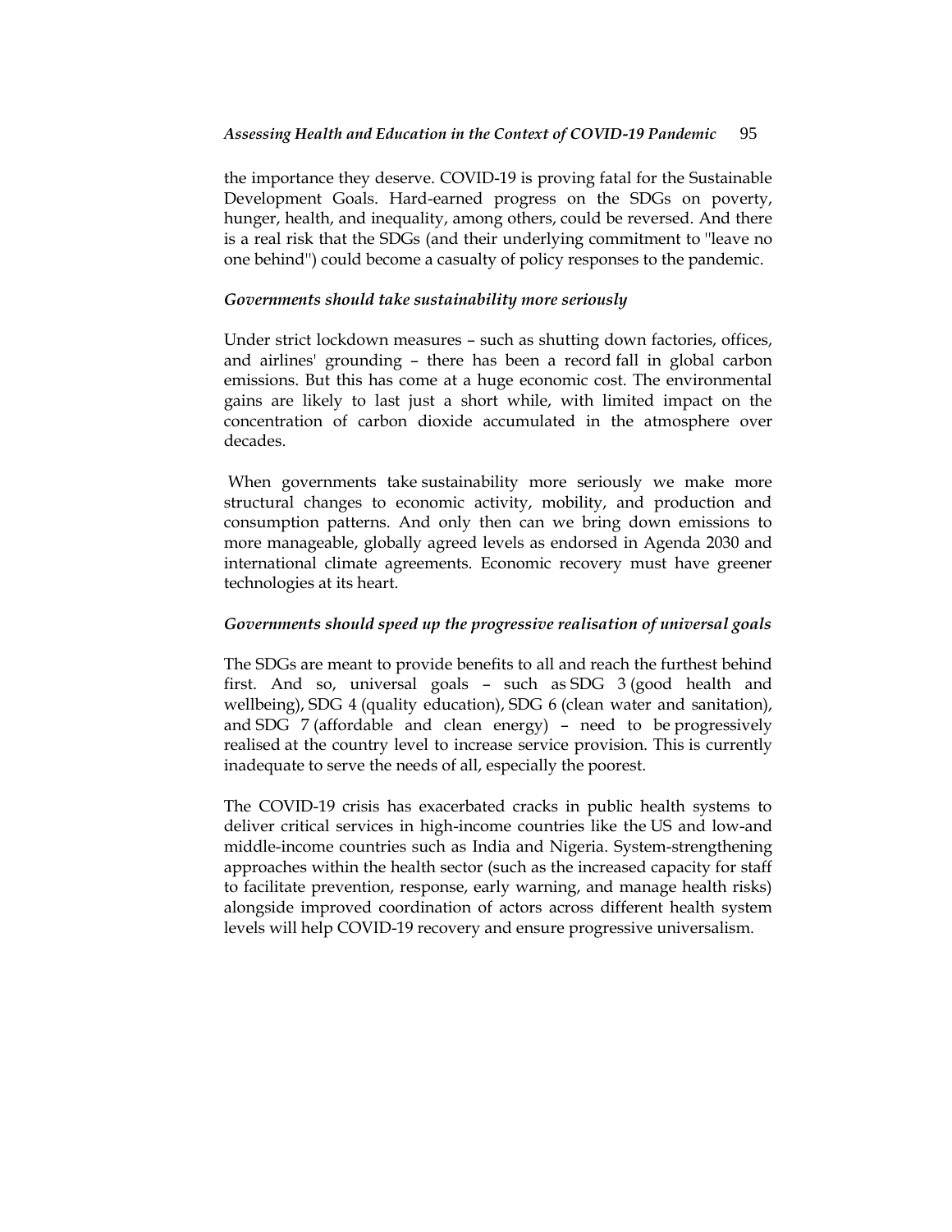the importance they deserve. COVID-19 is proving fatal for the Sustainable Development Goals. Hard-earned progress on the SDGs on poverty, hunger, health, and inequality, among others, could be reversed. And there is a real risk that the SDGs (and their underlying commitment to "leave no one behind") could become a casualty of policy responses to the pandemic.

### *Governments should take sustainability more seriously*

Under strict lockdown measures – such as shutting down factories, offices, and airlines' grounding – there has been a record fall in global carbon emissions. But this has come at a huge economic cost. The environmental gains are likely to last just a short while, with limited impact on the concentration of carbon dioxide accumulated in the atmosphere over decades.

When governments take sustainability more seriously we make more structural changes to economic activity, mobility, and production and consumption patterns. And only then can we bring down emissions to more manageable, globally agreed levels as endorsed in Agenda 2030 and international climate agreements. Economic recovery must have greener technologies at its heart.

### *Governments should speed up the progressive realisation of universal goals*

The SDGs are meant to provide benefits to all and reach the furthest behind first. And so, universal goals – such as SDG 3 (good health and wellbeing), SDG 4 (quality education), SDG 6 (clean water and sanitation), and SDG 7 (affordable and clean energy) – need to be progressively realised at the country level to increase service provision. This is currently inadequate to serve the needs of all, especially the poorest.

The COVID-19 crisis has exacerbated cracks in public health systems to deliver critical services in high-income countries like the US and low-and middle-income countries such as India and Nigeria. System-strengthening approaches within the health sector (such as the increased capacity for staff to facilitate prevention, response, early warning, and manage health risks) alongside improved coordination of actors across different health system levels will help COVID-19 recovery and ensure progressive universalism.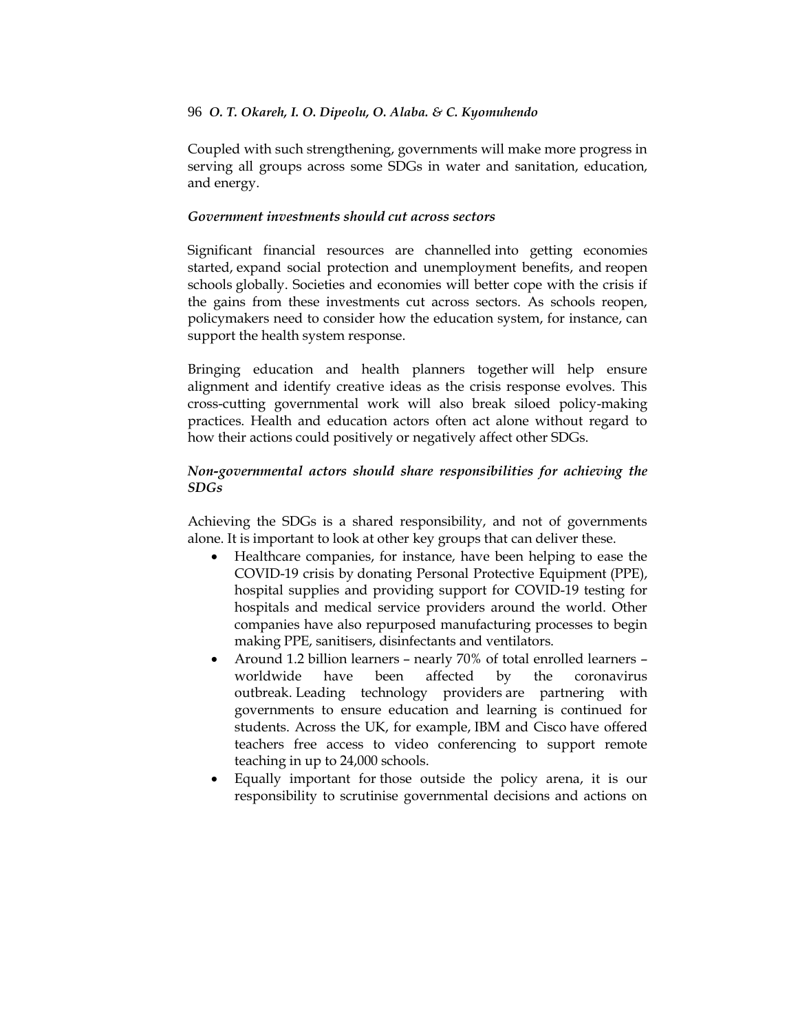Coupled with such strengthening, governments will make more progress in serving all groups across some SDGs in water and sanitation, education, and energy.

*Government investments should cut across sectors*

Significant financial resources are channelled into getting economies started, expand social protection and unemployment benefits, and reopen schools globally. Societies and economies will better cope with the crisis if the gains from these investments cut across sectors. As schools reopen, policymakers need to consider how the education system, for instance, can support the health system response.

Bringing education and health planners together will help ensure alignment and identify creative ideas as the crisis response evolves. This cross-cutting governmental work will also break siloed policy-making practices. Health and education actors often act alone without regard to how their actions could positively or negatively affect other SDGs.

*Non-governmental actors should share responsibilities for achieving the SDGs*

Achieving the SDGs is a shared responsibility, and not of governments alone. It is important to look at other key groups that can deliver these.

- Healthcare companies, for instance, have been helping to ease the COVID-19 crisis by donating Personal Protective Equipment (PPE), hospital supplies and providing support for COVID-19 testing for hospitals and medical service providers around the world. Other companies have also repurposed manufacturing processes to begin making PPE, sanitisers, disinfectants and ventilators.
- Around 1.2 billion learners – nearly 70% of total enrolled learners – worldwide have been affected by the coronavirus outbreak. Leading technology providers are partnering with governments to ensure education and learning is continued for students. Across the UK, for example, IBM and Cisco have offered teachers free access to video conferencing to support remote teaching in up to 24,000 schools.
- Equally important for those outside the policy arena, it is our responsibility to scrutinise governmental decisions and actions on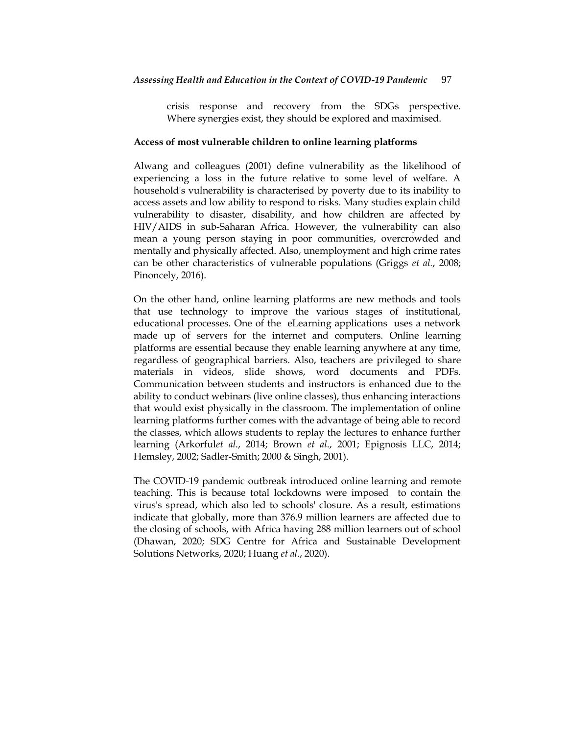crisis response and recovery from the SDGs perspective. Where synergies exist, they should be explored and maximised.

**Access of most vulnerable children to online learning platforms**

Alwang and colleagues (2001) define vulnerability as the likelihood of experiencing a loss in the future relative to some level of welfare. A household's vulnerability is characterised by poverty due to its inability to access assets and low ability to respond to risks. Many studies explain child vulnerability to disaster, disability, and how children are affected by HIV/AIDS in sub-Saharan Africa. However, the vulnerability can also mean a young person staying in poor communities, overcrowded and mentally and physically affected. Also, unemployment and high crime rates can be other characteristics of vulnerable populations (Griggs *et al.*, 2008; Pinoncely, 2016).

On the other hand, online learning platforms are new methods and tools that use technology to improve the various stages of institutional, educational processes. One of the eLearning applications uses a network made up of servers for the internet and computers. Online learning platforms are essential because they enable learning anywhere at any time, regardless of geographical barriers. Also, teachers are privileged to share materials in videos, slide shows, word documents and PDFs. Communication between students and instructors is enhanced due to the ability to conduct webinars (live online classes), thus enhancing interactions that would exist physically in the classroom. The implementation of online learning platforms further comes with the advantage of being able to record the classes, which allows students to replay the lectures to enhance further learning (Arkorful*et al*., 2014; Brown *et al*., 2001; Epignosis LLC, 2014; Hemsley, 2002; Sadler-Smith; 2000 & Singh, 2001).

The COVID-19 pandemic outbreak introduced online learning and remote teaching. This is because total lockdowns were imposed to contain the virus's spread, which also led to schools' closure. As a result, estimations indicate that globally, more than 376.9 million learners are affected due to the closing of schools, with Africa having 288 million learners out of school (Dhawan, 2020; SDG Centre for Africa and Sustainable Development Solutions Networks, 2020; Huang *et al*., 2020).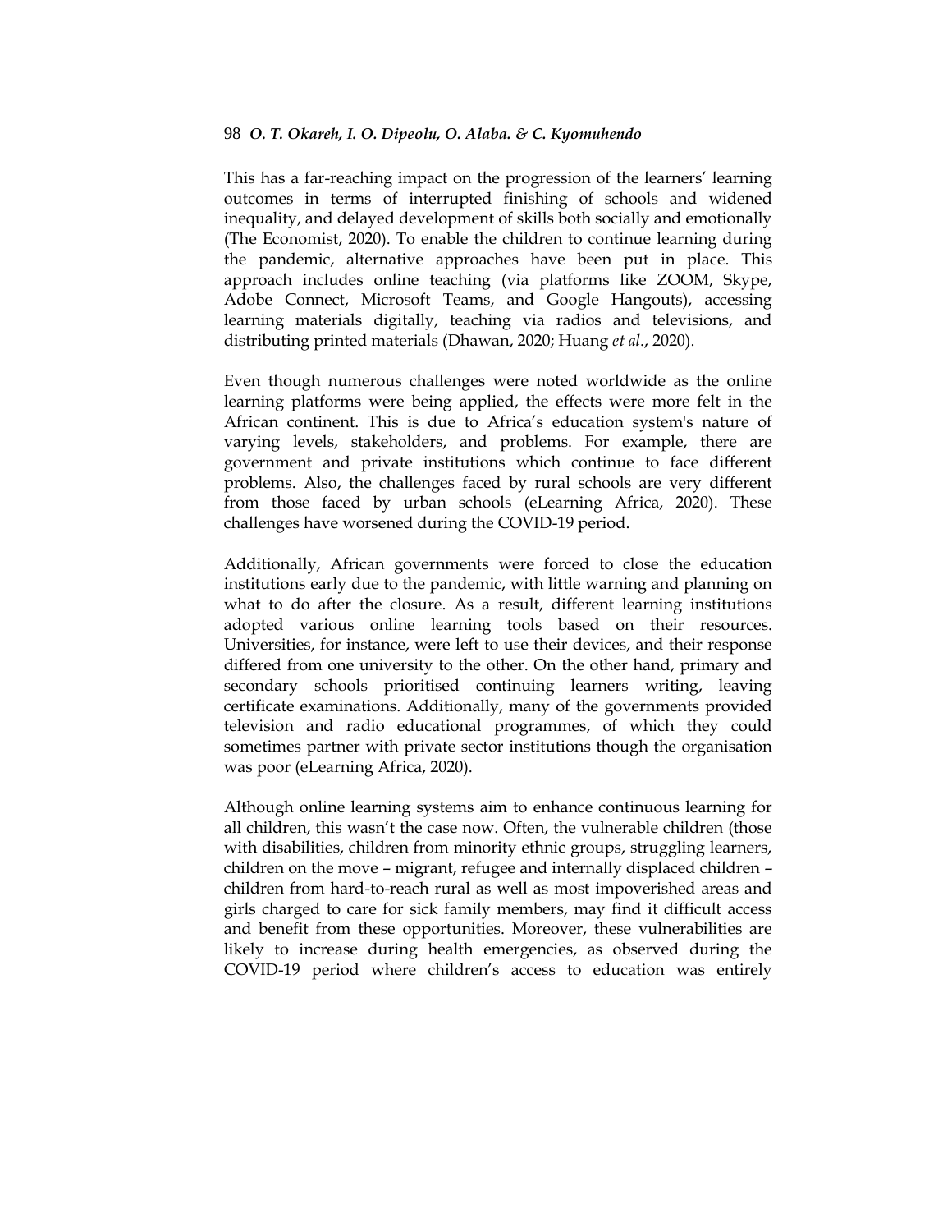This has a far-reaching impact on the progression of the learners' learning outcomes in terms of interrupted finishing of schools and widened inequality, and delayed development of skills both socially and emotionally (The Economist, 2020). To enable the children to continue learning during the pandemic, alternative approaches have been put in place. This approach includes online teaching (via platforms like ZOOM, Skype, Adobe Connect, Microsoft Teams, and Google Hangouts), accessing learning materials digitally, teaching via radios and televisions, and distributing printed materials (Dhawan, 2020; Huang *et al*., 2020).

Even though numerous challenges were noted worldwide as the online learning platforms were being applied, the effects were more felt in the African continent. This is due to Africa's education system's nature of varying levels, stakeholders, and problems. For example, there are government and private institutions which continue to face different problems. Also, the challenges faced by rural schools are very different from those faced by urban schools (eLearning Africa, 2020). These challenges have worsened during the COVID-19 period.

Additionally, African governments were forced to close the education institutions early due to the pandemic, with little warning and planning on what to do after the closure. As a result, different learning institutions adopted various online learning tools based on their resources. Universities, for instance, were left to use their devices, and their response differed from one university to the other. On the other hand, primary and secondary schools prioritised continuing learners writing, leaving certificate examinations. Additionally, many of the governments provided television and radio educational programmes, of which they could sometimes partner with private sector institutions though the organisation was poor (eLearning Africa, 2020).

Although online learning systems aim to enhance continuous learning for all children, this wasn't the case now. Often, the vulnerable children (those with disabilities, children from minority ethnic groups, struggling learners, children on the move – migrant, refugee and internally displaced children – children from hard-to-reach rural as well as most impoverished areas and girls charged to care for sick family members, may find it difficult access and benefit from these opportunities. Moreover, these vulnerabilities are likely to increase during health emergencies, as observed during the COVID-19 period where children's access to education was entirely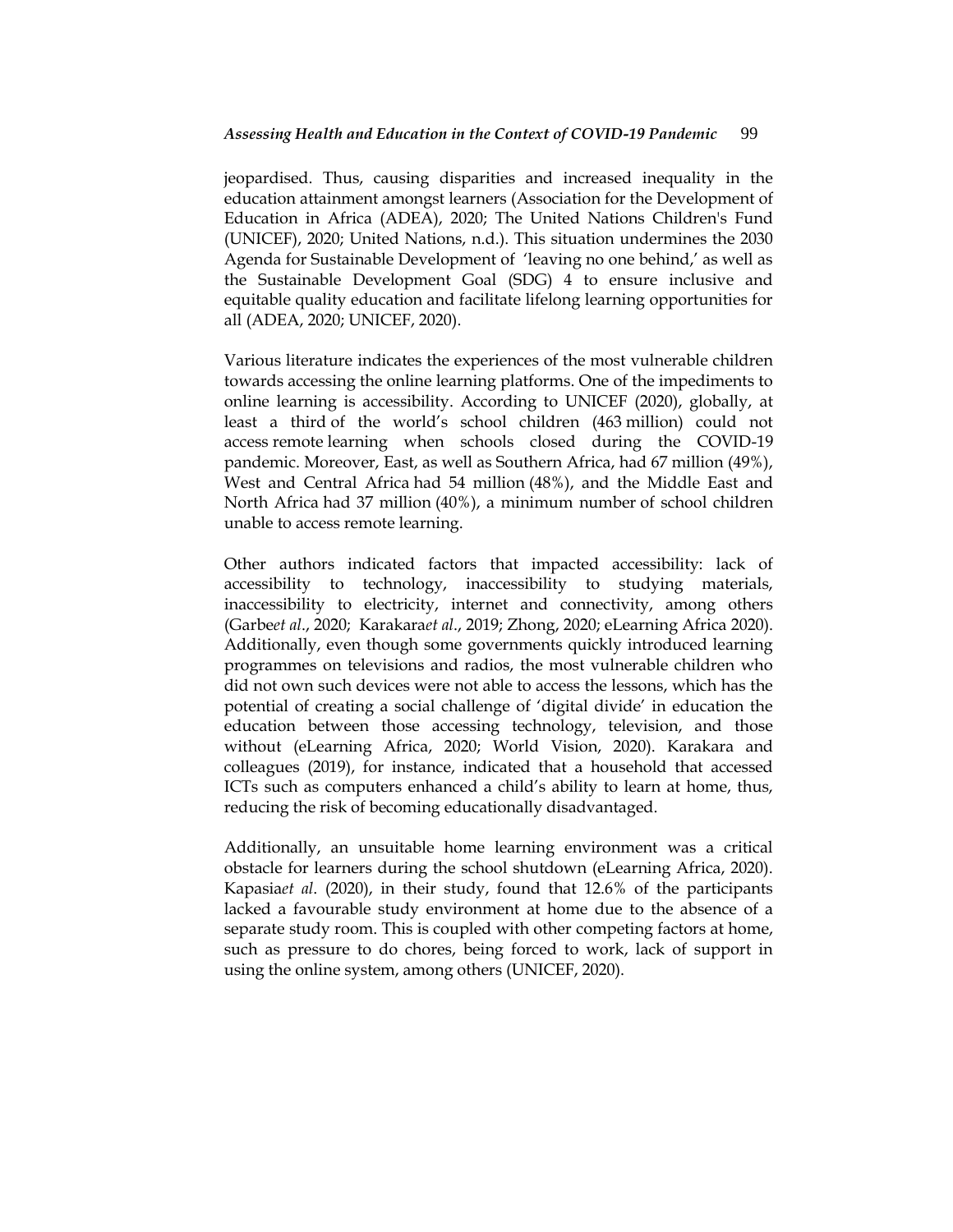jeopardised. Thus, causing disparities and increased inequality in the education attainment amongst learners (Association for the Development of Education in Africa (ADEA), 2020; The United Nations Children's Fund (UNICEF), 2020; United Nations, n.d.). This situation undermines the 2030 Agenda for Sustainable Development of 'leaving no one behind,' as well as the Sustainable Development Goal (SDG) 4 to ensure inclusive and equitable quality education and facilitate lifelong learning opportunities for all (ADEA, 2020; UNICEF, 2020).

Various literature indicates the experiences of the most vulnerable children towards accessing the online learning platforms. One of the impediments to online learning is accessibility. According to UNICEF (2020), globally, at least a third of the world's school children (463 million) could not access remote learning when schools closed during the COVID-19 pandemic. Moreover, East, as well as Southern Africa, had 67 million (49%), West and Central Africa had 54 million (48%), and the Middle East and North Africa had 37 million (40%), a minimum number of school children unable to access remote learning.

Other authors indicated factors that impacted accessibility: lack of accessibility to technology, inaccessibility to studying materials, inaccessibility to electricity, internet and connectivity, among others (Garbe*et al*., 2020; Karakara*et al*., 2019; Zhong, 2020; eLearning Africa 2020). Additionally, even though some governments quickly introduced learning programmes on televisions and radios, the most vulnerable children who did not own such devices were not able to access the lessons, which has the potential of creating a social challenge of 'digital divide' in education the education between those accessing technology, television, and those without (eLearning Africa, 2020; World Vision, 2020). Karakara and colleagues (2019), for instance, indicated that a household that accessed ICTs such as computers enhanced a child's ability to learn at home, thus, reducing the risk of becoming educationally disadvantaged.

Additionally, an unsuitable home learning environment was a critical obstacle for learners during the school shutdown (eLearning Africa, 2020). Kapasia*et al*. (2020), in their study, found that 12.6% of the participants lacked a favourable study environment at home due to the absence of a separate study room. This is coupled with other competing factors at home, such as pressure to do chores, being forced to work, lack of support in using the online system, among others (UNICEF, 2020).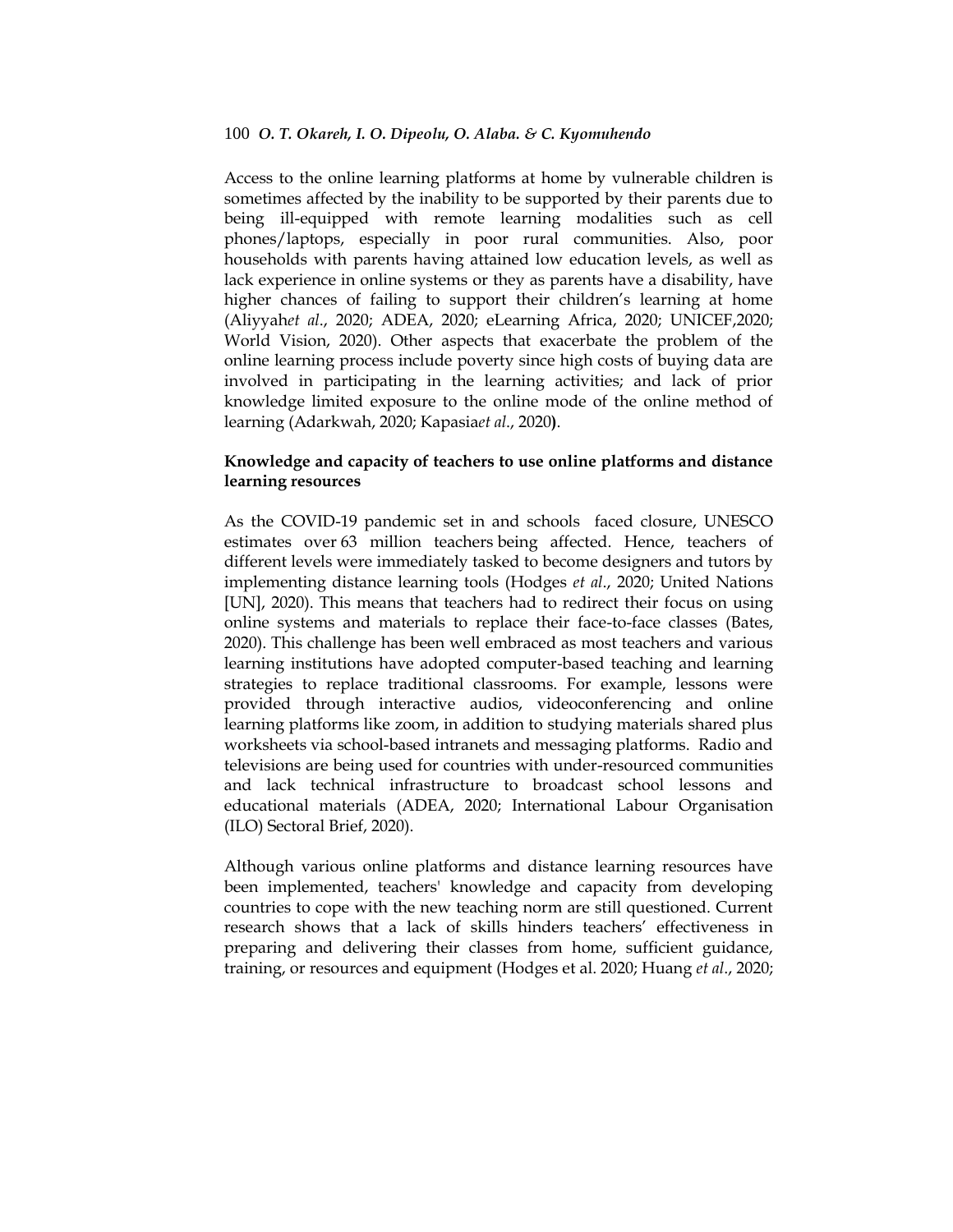Access to the online learning platforms at home by vulnerable children is sometimes affected by the inability to be supported by their parents due to being ill-equipped with remote learning modalities such as cell phones/laptops, especially in poor rural communities. Also, poor households with parents having attained low education levels, as well as lack experience in online systems or they as parents have a disability, have higher chances of failing to support their children's learning at home (Aliyyah*et al*., 2020; ADEA, 2020; eLearning Africa, 2020; UNICEF,2020; World Vision, 2020). Other aspects that exacerbate the problem of the online learning process include poverty since high costs of buying data are involved in participating in the learning activities; and lack of prior knowledge limited exposure to the online mode of the online method of learning (Adarkwah, 2020; Kapasia*et al*., 2020**)**.

**Knowledge and capacity of teachers to use online platforms and distance learning resources**

As the COVID-19 pandemic set in and schools faced closure, UNESCO estimates over 63 million teachers being affected. Hence, teachers of different levels were immediately tasked to become designers and tutors by implementing distance learning tools (Hodges *et al*., 2020; United Nations [UN], 2020). This means that teachers had to redirect their focus on using online systems and materials to replace their face-to-face classes (Bates, 2020). This challenge has been well embraced as most teachers and various learning institutions have adopted computer-based teaching and learning strategies to replace traditional classrooms. For example, lessons were provided through interactive audios, videoconferencing and online learning platforms like zoom, in addition to studying materials shared plus worksheets via school-based intranets and messaging platforms. Radio and televisions are being used for countries with under-resourced communities and lack technical infrastructure to broadcast school lessons and educational materials (ADEA, 2020; International Labour Organisation (ILO) Sectoral Brief, 2020).

Although various online platforms and distance learning resources have been implemented, teachers' knowledge and capacity from developing countries to cope with the new teaching norm are still questioned. Current research shows that a lack of skills hinders teachers' effectiveness in preparing and delivering their classes from home, sufficient guidance, training, or resources and equipment (Hodges et al. 2020; Huang *et al*., 2020;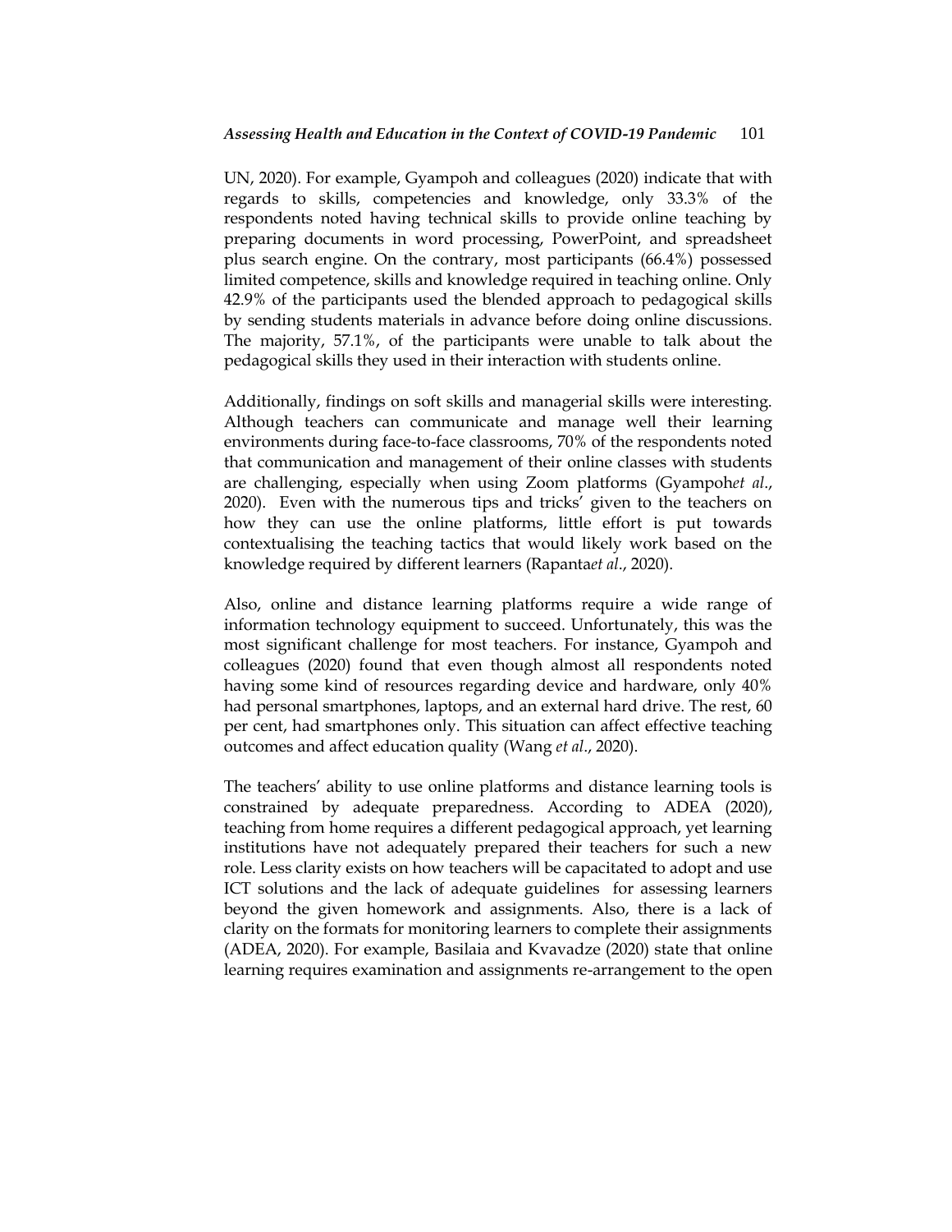UN, 2020). For example, Gyampoh and colleagues (2020) indicate that with regards to skills, competencies and knowledge, only 33.3% of the respondents noted having technical skills to provide online teaching by preparing documents in word processing, PowerPoint, and spreadsheet plus search engine. On the contrary, most participants (66.4%) possessed limited competence, skills and knowledge required in teaching online. Only 42.9% of the participants used the blended approach to pedagogical skills by sending students materials in advance before doing online discussions. The majority, 57.1%, of the participants were unable to talk about the pedagogical skills they used in their interaction with students online.

Additionally, findings on soft skills and managerial skills were interesting. Although teachers can communicate and manage well their learning environments during face-to-face classrooms, 70% of the respondents noted that communication and management of their online classes with students are challenging, especially when using Zoom platforms (Gyampoh*et al*., 2020). Even with the numerous tips and tricks' given to the teachers on how they can use the online platforms, little effort is put towards contextualising the teaching tactics that would likely work based on the knowledge required by different learners (Rapanta*et al*., 2020).

Also, online and distance learning platforms require a wide range of information technology equipment to succeed. Unfortunately, this was the most significant challenge for most teachers. For instance, Gyampoh and colleagues (2020) found that even though almost all respondents noted having some kind of resources regarding device and hardware, only 40% had personal smartphones, laptops, and an external hard drive. The rest, 60 per cent, had smartphones only. This situation can affect effective teaching outcomes and affect education quality (Wang *et al*., 2020).

The teachers' ability to use online platforms and distance learning tools is constrained by adequate preparedness. According to ADEA (2020), teaching from home requires a different pedagogical approach, yet learning institutions have not adequately prepared their teachers for such a new role. Less clarity exists on how teachers will be capacitated to adopt and use ICT solutions and the lack of adequate guidelines for assessing learners beyond the given homework and assignments. Also, there is a lack of clarity on the formats for monitoring learners to complete their assignments (ADEA, 2020). For example, Basilaia and Kvavadze (2020) state that online learning requires examination and assignments re-arrangement to the open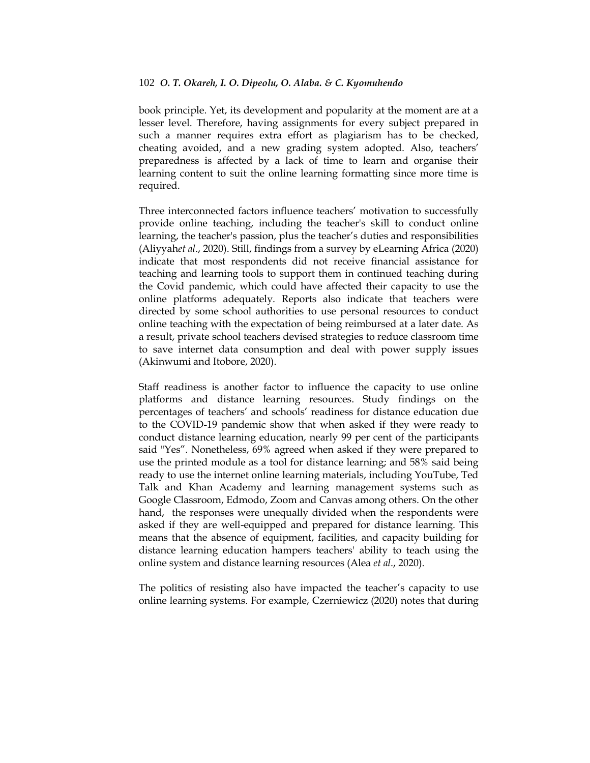book principle. Yet, its development and popularity at the moment are at a lesser level. Therefore, having assignments for every subject prepared in such a manner requires extra effort as plagiarism has to be checked, cheating avoided, and a new grading system adopted. Also, teachers' preparedness is affected by a lack of time to learn and organise their learning content to suit the online learning formatting since more time is required.

Three interconnected factors influence teachers' motivation to successfully provide online teaching, including the teacher's skill to conduct online learning, the teacher's passion, plus the teacher's duties and responsibilities (Aliyyah*et al*., 2020). Still, findings from a survey by eLearning Africa (2020) indicate that most respondents did not receive financial assistance for teaching and learning tools to support them in continued teaching during the Covid pandemic, which could have affected their capacity to use the online platforms adequately. Reports also indicate that teachers were directed by some school authorities to use personal resources to conduct online teaching with the expectation of being reimbursed at a later date. As a result, private school teachers devised strategies to reduce classroom time to save internet data consumption and deal with power supply issues (Akinwumi and Itobore, 2020).

Staff readiness is another factor to influence the capacity to use online platforms and distance learning resources. Study findings on the percentages of teachers' and schools' readiness for distance education due to the COVID-19 pandemic show that when asked if they were ready to conduct distance learning education, nearly 99 per cent of the participants said "Yes". Nonetheless, 69% agreed when asked if they were prepared to use the printed module as a tool for distance learning; and 58% said being ready to use the internet online learning materials, including YouTube, Ted Talk and Khan Academy and learning management systems such as Google Classroom, Edmodo, Zoom and Canvas among others. On the other hand, the responses were unequally divided when the respondents were asked if they are well-equipped and prepared for distance learning. This means that the absence of equipment, facilities, and capacity building for distance learning education hampers teachers' ability to teach using the online system and distance learning resources (Alea *et al*., 2020).

The politics of resisting also have impacted the teacher's capacity to use online learning systems. For example, Czerniewicz (2020) notes that during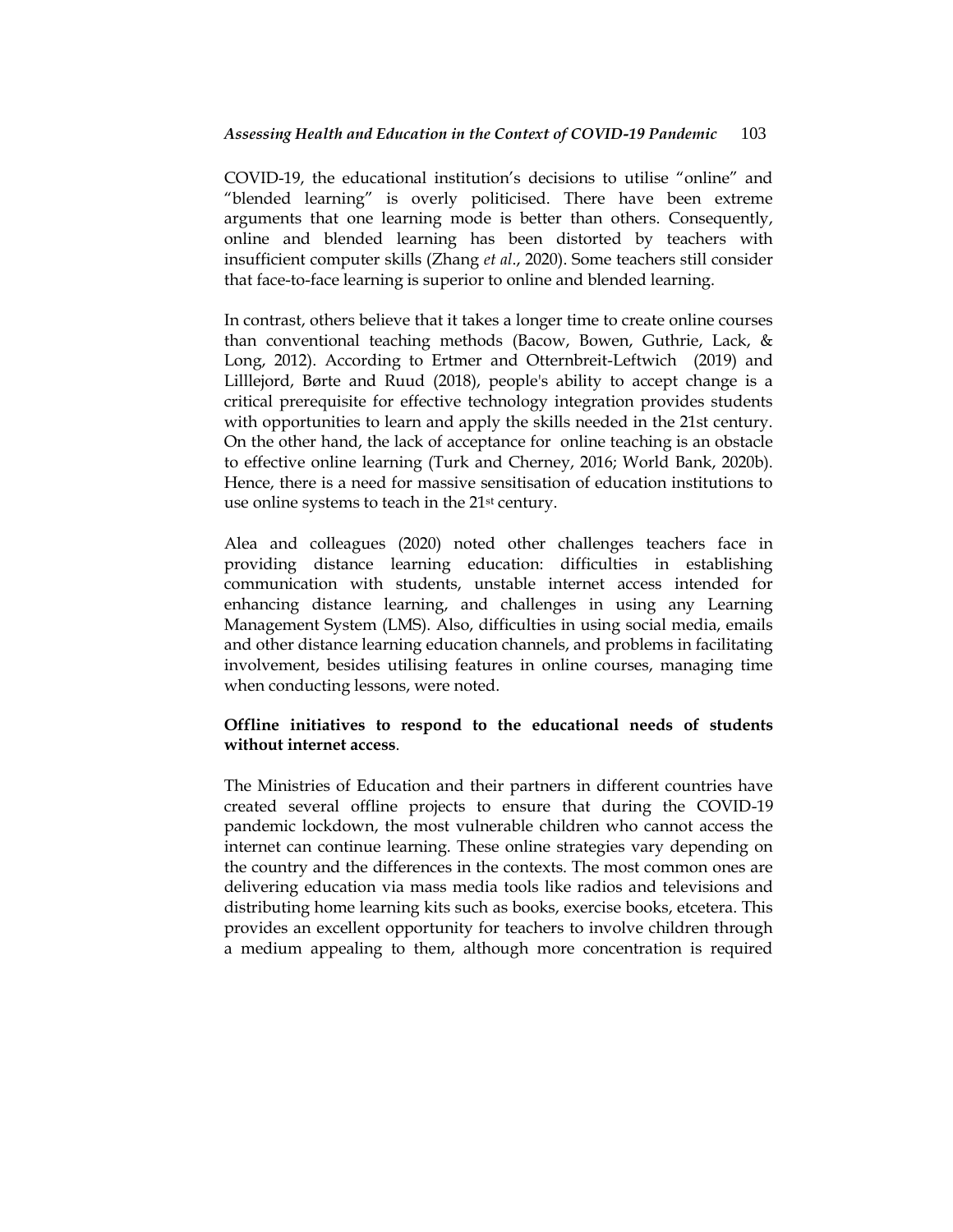COVID-19, the educational institution's decisions to utilise "online" and "blended learning" is overly politicised. There have been extreme arguments that one learning mode is better than others. Consequently, online and blended learning has been distorted by teachers with insufficient computer skills (Zhang *et al*., 2020). Some teachers still consider that face-to-face learning is superior to online and blended learning.

In contrast, others believe that it takes a longer time to create online courses than conventional teaching methods (Bacow, Bowen, Guthrie, Lack, & Long, 2012). According to Ertmer and Otternbreit-Leftwich (2019) and Lilllejord, Børte and Ruud (2018), people's ability to accept change is a critical prerequisite for effective technology integration provides students with opportunities to learn and apply the skills needed in the 21st century. On the other hand, the lack of acceptance for online teaching is an obstacle to effective online learning (Turk and Cherney, 2016; World Bank, 2020b). Hence, there is a need for massive sensitisation of education institutions to use online systems to teach in the 21st century.

Alea and colleagues (2020) noted other challenges teachers face in providing distance learning education: difficulties in establishing communication with students, unstable internet access intended for enhancing distance learning, and challenges in using any Learning Management System (LMS). Also, difficulties in using social media, emails and other distance learning education channels, and problems in facilitating involvement, besides utilising features in online courses, managing time when conducting lessons, were noted.

**Offline initiatives to respond to the educational needs of students without internet access**.

The Ministries of Education and their partners in different countries have created several offline projects to ensure that during the COVID-19 pandemic lockdown, the most vulnerable children who cannot access the internet can continue learning. These online strategies vary depending on the country and the differences in the contexts. The most common ones are delivering education via mass media tools like radios and televisions and distributing home learning kits such as books, exercise books, etcetera. This provides an excellent opportunity for teachers to involve children through a medium appealing to them, although more concentration is required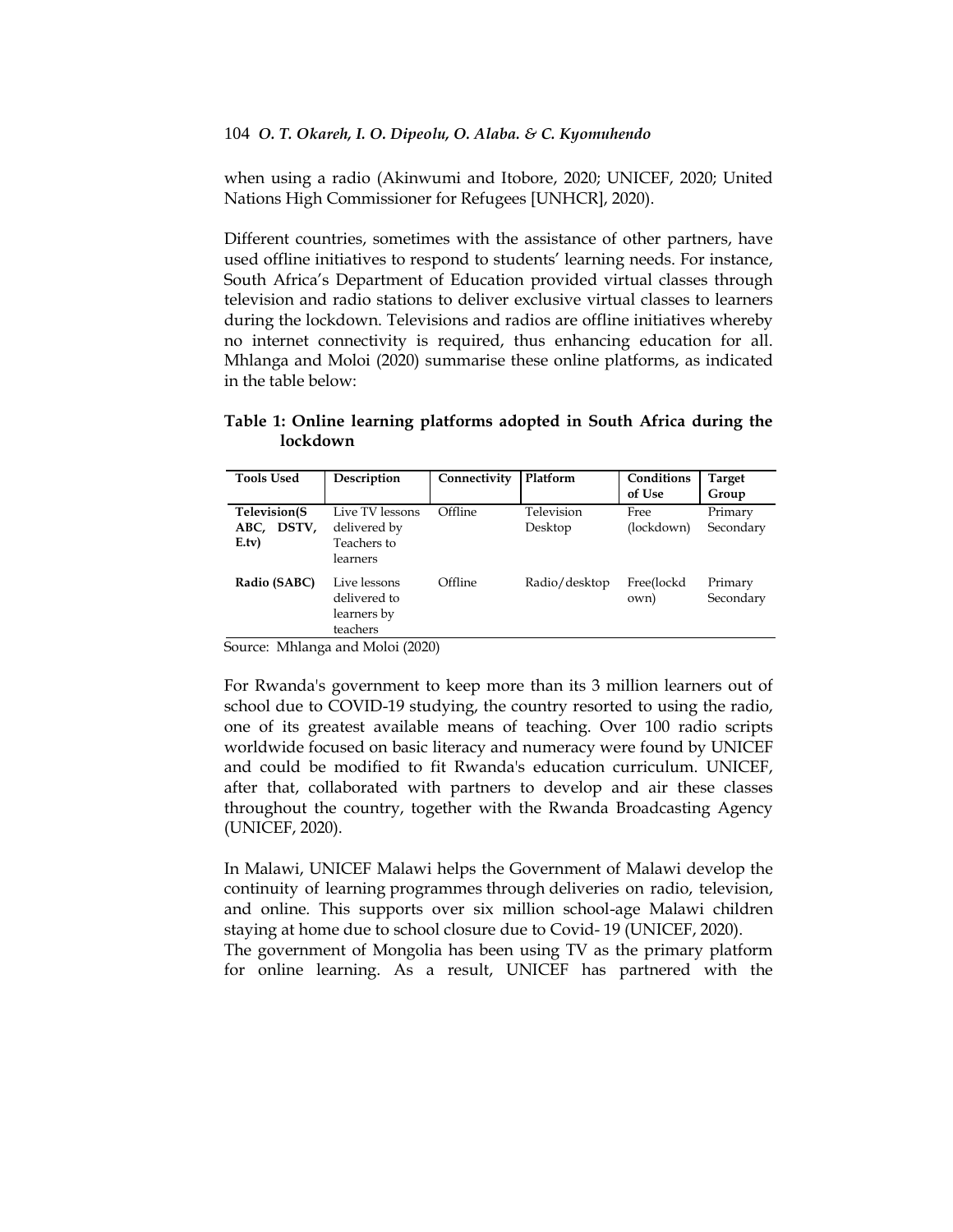when using a radio (Akinwumi and Itobore, 2020; UNICEF, 2020; United Nations High Commissioner for Refugees [UNHCR], 2020).

Different countries, sometimes with the assistance of other partners, have used offline initiatives to respond to students' learning needs. For instance, South Africa's Department of Education provided virtual classes through television and radio stations to deliver exclusive virtual classes to learners during the lockdown. Televisions and radios are offline initiatives whereby no internet connectivity is required, thus enhancing education for all. Mhlanga and Moloi (2020) summarise these online platforms, as indicated in the table below:

**Table 1: Online learning platforms adopted in South Africa during the lockdown**

| Tools Used | Description | Connectivity | Platform | Conditions of Use | Target Group |
|---|---|---|---|---|---|
| **Television(SABC, DSTV, E.tv)** | Live TV lessons delivered by Teachers to learners | Offline | Television Desktop | Free (lockdown) | Primary Secondary |
| **Radio (SABC)** | Live lessons delivered to learners by teachers | Offline | Radio/desktop | Free(lockdown) | Primary Secondary |

Source: Mhlanga and Moloi (2020)

For Rwanda's government to keep more than its 3 million learners out of school due to COVID-19 studying, the country resorted to using the radio, one of its greatest available means of teaching. Over 100 radio scripts worldwide focused on basic literacy and numeracy were found by UNICEF and could be modified to fit Rwanda's education curriculum. UNICEF, after that, collaborated with partners to develop and air these classes throughout the country, together with the Rwanda Broadcasting Agency (UNICEF, 2020).

In Malawi, UNICEF Malawi helps the Government of Malawi develop the continuity of learning programmes through deliveries on radio, television, and online. This supports over six million school-age Malawi children staying at home due to school closure due to Covid- 19 (UNICEF, 2020).
The government of Mongolia has been using TV as the primary platform for online learning. As a result, UNICEF has partnered with the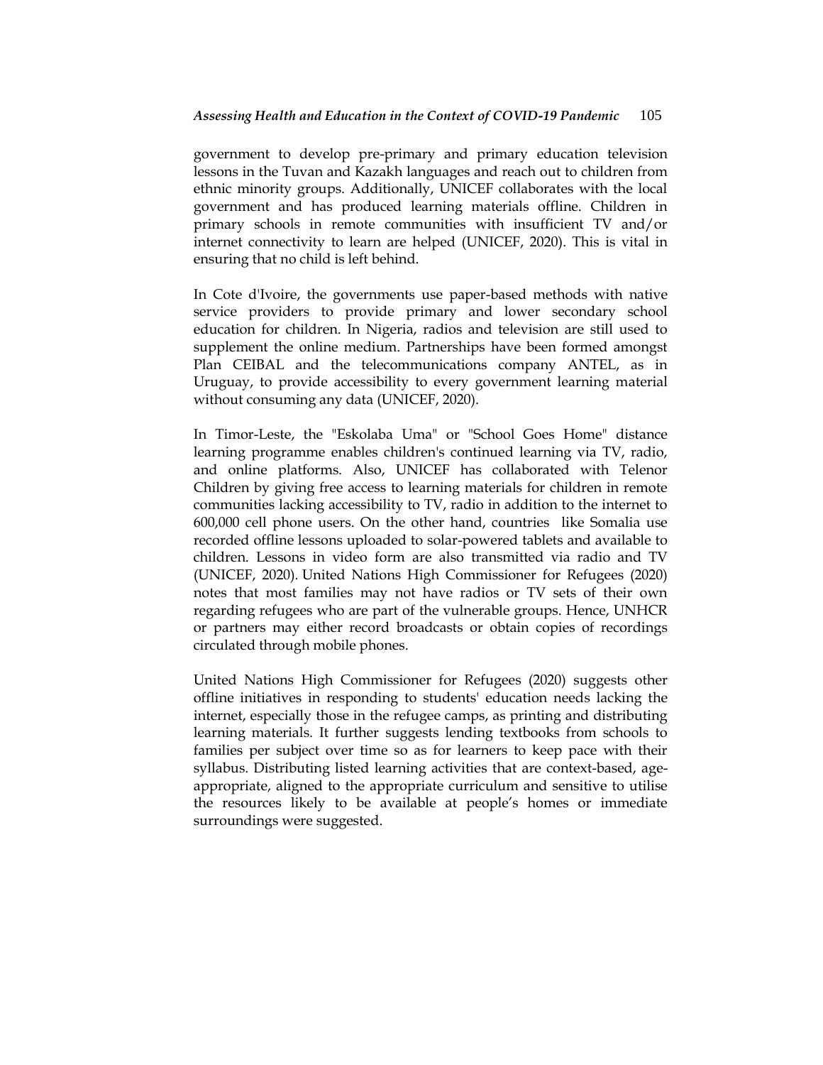government to develop pre-primary and primary education television lessons in the Tuvan and Kazakh languages and reach out to children from ethnic minority groups. Additionally, UNICEF collaborates with the local government and has produced learning materials offline. Children in primary schools in remote communities with insufficient TV and/or internet connectivity to learn are helped (UNICEF, 2020). This is vital in ensuring that no child is left behind.

In Cote d'Ivoire, the governments use paper-based methods with native service providers to provide primary and lower secondary school education for children. In Nigeria, radios and television are still used to supplement the online medium. Partnerships have been formed amongst Plan CEIBAL and the telecommunications company ANTEL, as in Uruguay, to provide accessibility to every government learning material without consuming any data (UNICEF, 2020).

In Timor-Leste, the "Eskolaba Uma" or "School Goes Home" distance learning programme enables children's continued learning via TV, radio, and online platforms. Also, UNICEF has collaborated with Telenor Children by giving free access to learning materials for children in remote communities lacking accessibility to TV, radio in addition to the internet to 600,000 cell phone users. On the other hand, countries like Somalia use recorded offline lessons uploaded to solar-powered tablets and available to children. Lessons in video form are also transmitted via radio and TV (UNICEF, 2020). United Nations High Commissioner for Refugees (2020) notes that most families may not have radios or TV sets of their own regarding refugees who are part of the vulnerable groups. Hence, UNHCR or partners may either record broadcasts or obtain copies of recordings circulated through mobile phones.

United Nations High Commissioner for Refugees (2020) suggests other offline initiatives in responding to students' education needs lacking the internet, especially those in the refugee camps, as printing and distributing learning materials. It further suggests lending textbooks from schools to families per subject over time so as for learners to keep pace with their syllabus. Distributing listed learning activities that are context-based, age-appropriate, aligned to the appropriate curriculum and sensitive to utilise the resources likely to be available at people's homes or immediate surroundings were suggested.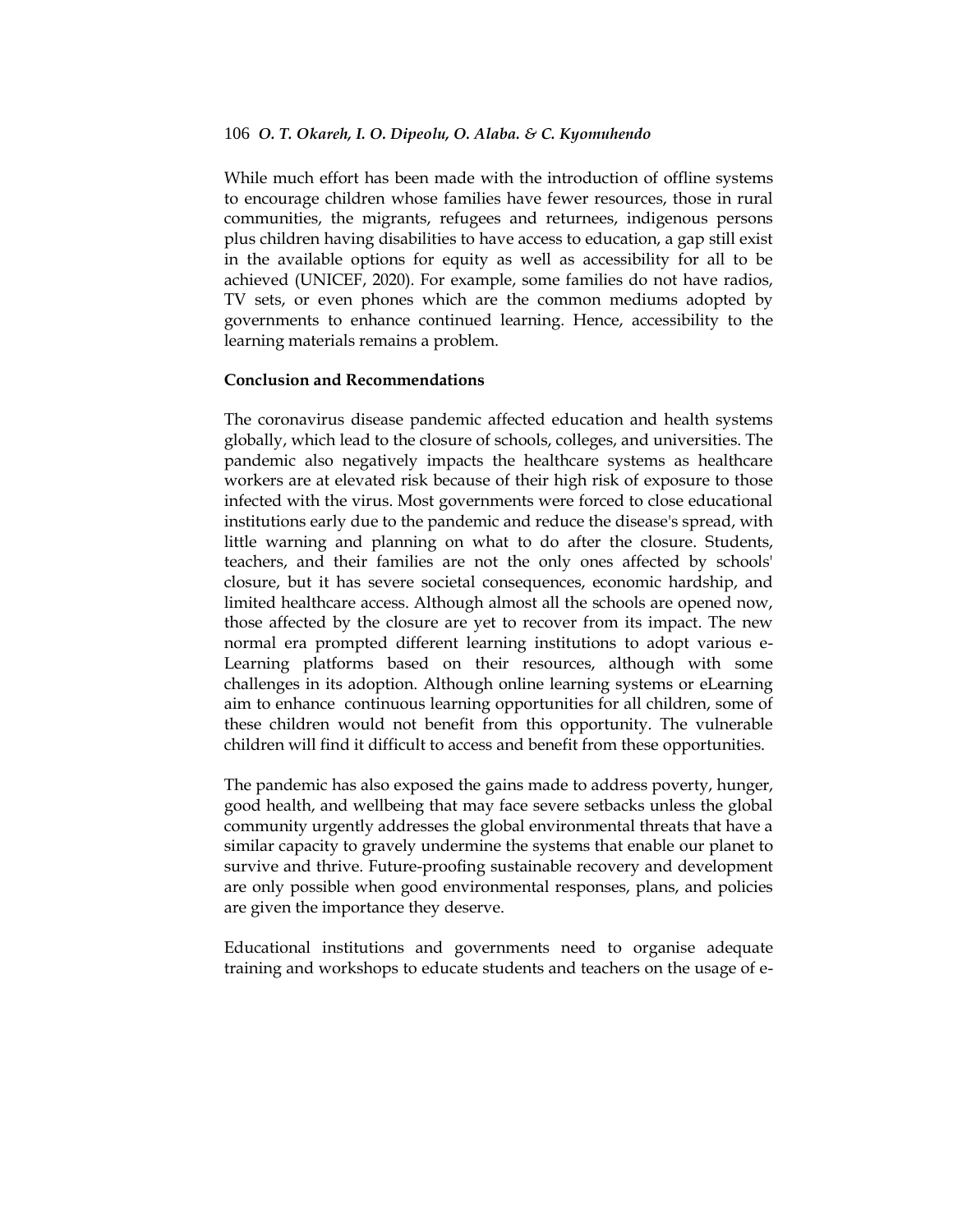While much effort has been made with the introduction of offline systems to encourage children whose families have fewer resources, those in rural communities, the migrants, refugees and returnees, indigenous persons plus children having disabilities to have access to education, a gap still exist in the available options for equity as well as accessibility for all to be achieved (UNICEF, 2020). For example, some families do not have radios, TV sets, or even phones which are the common mediums adopted by governments to enhance continued learning. Hence, accessibility to the learning materials remains a problem.

## Conclusion and Recommendations

The coronavirus disease pandemic affected education and health systems globally, which lead to the closure of schools, colleges, and universities. The pandemic also negatively impacts the healthcare systems as healthcare workers are at elevated risk because of their high risk of exposure to those infected with the virus. Most governments were forced to close educational institutions early due to the pandemic and reduce the disease's spread, with little warning and planning on what to do after the closure. Students, teachers, and their families are not the only ones affected by schools' closure, but it has severe societal consequences, economic hardship, and limited healthcare access. Although almost all the schools are opened now, those affected by the closure are yet to recover from its impact. The new normal era prompted different learning institutions to adopt various e-Learning platforms based on their resources, although with some challenges in its adoption. Although online learning systems or eLearning aim to enhance continuous learning opportunities for all children, some of these children would not benefit from this opportunity. The vulnerable children will find it difficult to access and benefit from these opportunities.

The pandemic has also exposed the gains made to address poverty, hunger, good health, and wellbeing that may face severe setbacks unless the global community urgently addresses the global environmental threats that have a similar capacity to gravely undermine the systems that enable our planet to survive and thrive. Future-proofing sustainable recovery and development are only possible when good environmental responses, plans, and policies are given the importance they deserve.

Educational institutions and governments need to organise adequate training and workshops to educate students and teachers on the usage of e-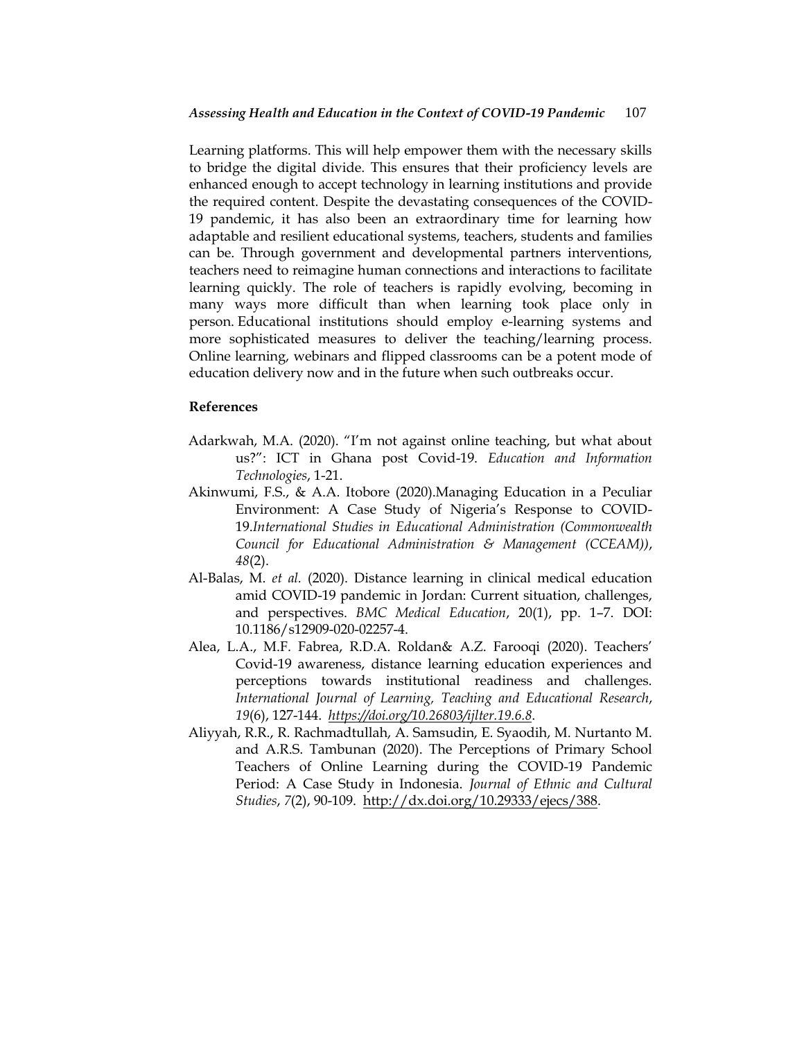Learning platforms. This will help empower them with the necessary skills to bridge the digital divide. This ensures that their proficiency levels are enhanced enough to accept technology in learning institutions and provide the required content. Despite the devastating consequences of the COVID-19 pandemic, it has also been an extraordinary time for learning how adaptable and resilient educational systems, teachers, students and families can be. Through government and developmental partners interventions, teachers need to reimagine human connections and interactions to facilitate learning quickly. The role of teachers is rapidly evolving, becoming in many ways more difficult than when learning took place only in person. Educational institutions should employ e-learning systems and more sophisticated measures to deliver the teaching/learning process. Online learning, webinars and flipped classrooms can be a potent mode of education delivery now and in the future when such outbreaks occur.

**References**

Adarkwah, M.A. (2020). "I'm not against online teaching, but what about us?": ICT in Ghana post Covid-19. *Education and Information Technologies*, 1-21.

Akinwumi, F.S., & A.A. Itobore (2020).Managing Education in a Peculiar Environment: A Case Study of Nigeria's Response to COVID-19.*International Studies in Educational Administration (Commonwealth Council for Educational Administration & Management (CCEAM))*, *48*(2).

Al-Balas, M. *et al.* (2020). Distance learning in clinical medical education amid COVID-19 pandemic in Jordan: Current situation, challenges, and perspectives. *BMC Medical Education*, 20(1), pp. 1–7. DOI: 10.1186/s12909-020-02257-4.

Alea, L.A., M.F. Fabrea, R.D.A. Roldan& A.Z. Farooqi (2020). Teachers' Covid-19 awareness, distance learning education experiences and perceptions towards institutional readiness and challenges. *International Journal of Learning, Teaching and Educational Research*, *19*(6), 127-144. *https://doi.org/10.26803/ijlter.19.6.8*.

Aliyyah, R.R., R. Rachmadtullah, A. Samsudin, E. Syaodih, M. Nurtanto M. and A.R.S. Tambunan (2020). The Perceptions of Primary School Teachers of Online Learning during the COVID-19 Pandemic Period: A Case Study in Indonesia. *Journal of Ethnic and Cultural Studies*, *7*(2), 90-109. http://dx.doi.org/10.29333/ejecs/388.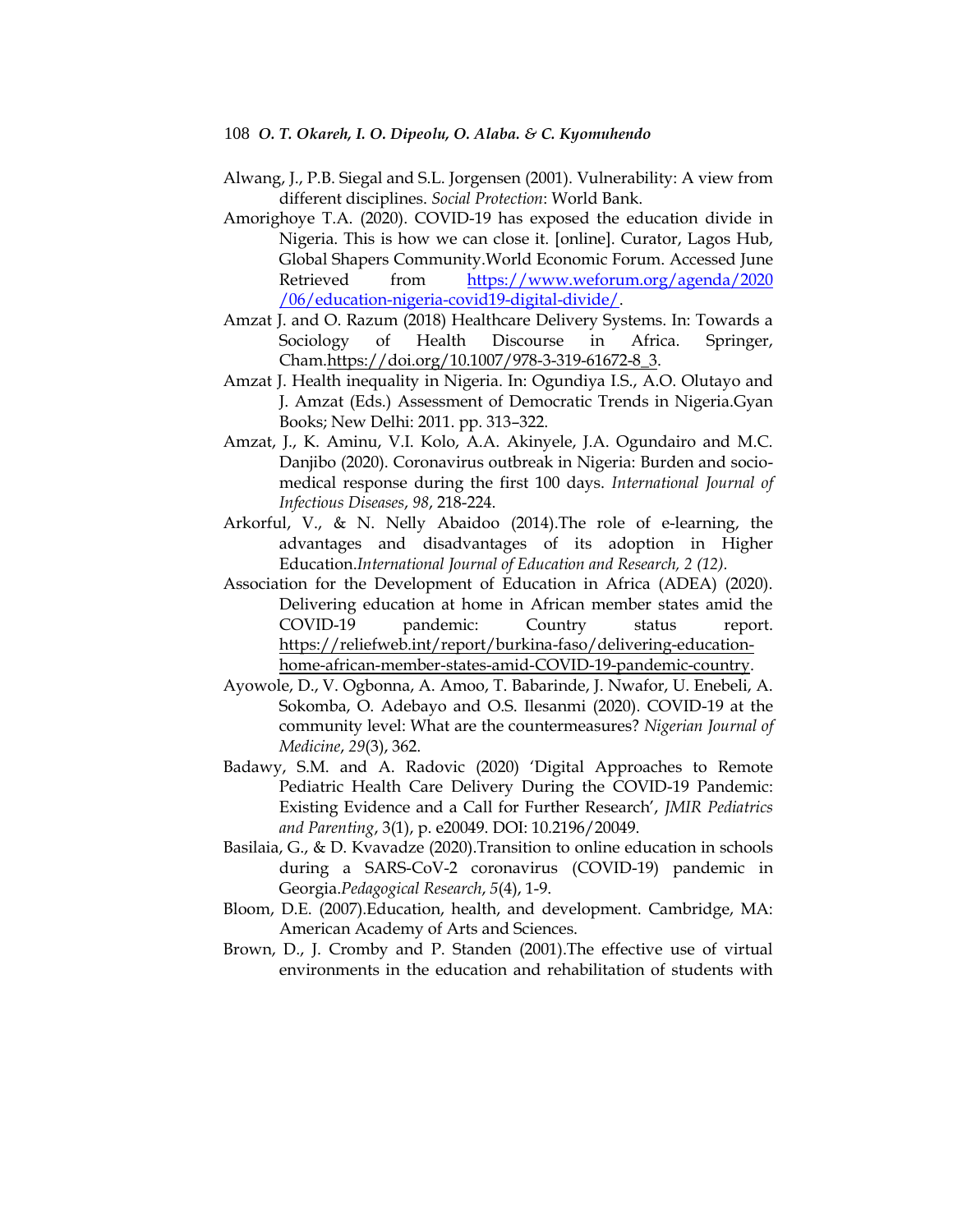Alwang, J., P.B. Siegal and S.L. Jorgensen (2001). Vulnerability: A view from different disciplines. *Social Protection*: World Bank.

Amorighoye T.A. (2020). COVID-19 has exposed the education divide in Nigeria. This is how we can close it. [online]. Curator, Lagos Hub, Global Shapers Community.World Economic Forum. Accessed June Retrieved from https://www.weforum.org/agenda/2020/06/education-nigeria-covid19-digital-divide/.

Amzat J. and O. Razum (2018) Healthcare Delivery Systems. In: Towards a Sociology of Health Discourse in Africa. Springer, Cham.https://doi.org/10.1007/978-3-319-61672-8_3.

Amzat J. Health inequality in Nigeria. In: Ogundiya I.S., A.O. Olutayo and J. Amzat (Eds.) Assessment of Democratic Trends in Nigeria.Gyan Books; New Delhi: 2011. pp. 313–322.

Amzat, J., K. Aminu, V.I. Kolo, A.A. Akinyele, J.A. Ogundairo and M.C. Danjibo (2020). Coronavirus outbreak in Nigeria: Burden and socio-medical response during the first 100 days. *International Journal of Infectious Diseases*, *98*, 218-224.

Arkorful, V., & N. Nelly Abaidoo (2014).The role of e-learning, the advantages and disadvantages of its adoption in Higher Education.*International Journal of Education and Research, 2 (12).*

Association for the Development of Education in Africa (ADEA) (2020). Delivering education at home in African member states amid the COVID-19 pandemic: Country status report. https://reliefweb.int/report/burkina-faso/delivering-education-home-african-member-states-amid-COVID-19-pandemic-country.

Ayowole, D., V. Ogbonna, A. Amoo, T. Babarinde, J. Nwafor, U. Enebeli, A. Sokomba, O. Adebayo and O.S. Ilesanmi (2020). COVID-19 at the community level: What are the countermeasures? *Nigerian Journal of Medicine*, *29*(3), 362.

Badawy, S.M. and A. Radovic (2020) 'Digital Approaches to Remote Pediatric Health Care Delivery During the COVID-19 Pandemic: Existing Evidence and a Call for Further Research', *JMIR Pediatrics and Parenting*, 3(1), p. e20049. DOI: 10.2196/20049.

Basilaia, G., & D. Kvavadze (2020).Transition to online education in schools during a SARS-CoV-2 coronavirus (COVID-19) pandemic in Georgia.*Pedagogical Research*, *5*(4), 1-9.

Bloom, D.E. (2007).Education, health, and development. Cambridge, MA: American Academy of Arts and Sciences.

Brown, D., J. Cromby and P. Standen (2001).The effective use of virtual environments in the education and rehabilitation of students with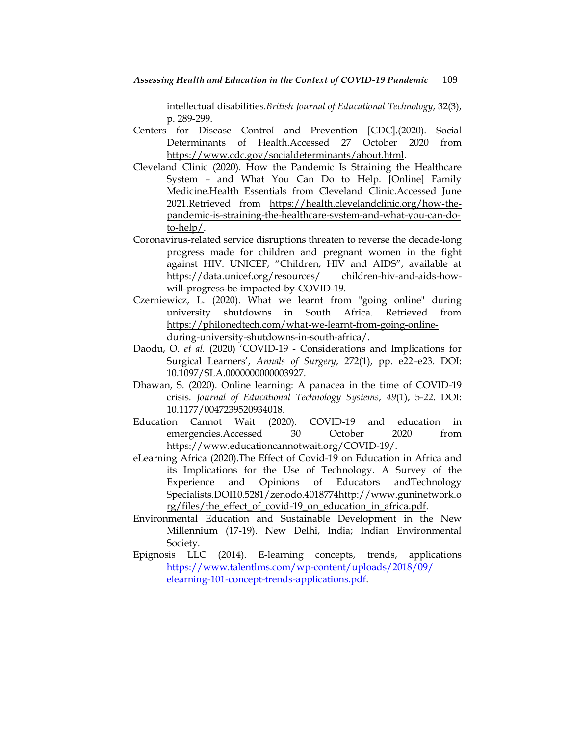intellectual disabilities.*British Journal of Educational Technology*, 32(3), p. 289-299.

Centers for Disease Control and Prevention [CDC].(2020). Social Determinants of Health.Accessed 27 October 2020 from https://www.cdc.gov/socialdeterminants/about.html.

Cleveland Clinic (2020). How the Pandemic Is Straining the Healthcare System – and What You Can Do to Help. [Online] Family Medicine.Health Essentials from Cleveland Clinic.Accessed June 2021.Retrieved from https://health.clevelandclinic.org/how-the-pandemic-is-straining-the-healthcare-system-and-what-you-can-do-to-help/.

Coronavirus-related service disruptions threaten to reverse the decade-long progress made for children and pregnant women in the fight against HIV. UNICEF, "Children, HIV and AIDS", available at https://data.unicef.org/resources/ children-hiv-and-aids-how-will-progress-be-impacted-by-COVID-19.

Czerniewicz, L. (2020). What we learnt from "going online" during university shutdowns in South Africa. Retrieved from https://philonedtech.com/what-we-learnt-from-going-online-during-university-shutdowns-in-south-africa/.

Daodu, O. *et al.* (2020) 'COVID-19 - Considerations and Implications for Surgical Learners', *Annals of Surgery*, 272(1), pp. e22–e23. DOI: 10.1097/SLA.0000000000003927.

Dhawan, S. (2020). Online learning: A panacea in the time of COVID-19 crisis. *Journal of Educational Technology Systems*, *49*(1), 5-22. DOI: 10.1177/0047239520934018.

Education Cannot Wait (2020). COVID-19 and education in emergencies.Accessed 30 October 2020 from https://www.educationcannotwait.org/COVID-19/.

eLearning Africa (2020).The Effect of Covid-19 on Education in Africa and its Implications for the Use of Technology. A Survey of the Experience and Opinions of Educators andTechnology Specialists.DOI10.5281/zenodo.4018774http://www.guninetwork.org/files/the_effect_of_covid-19_on_education_in_africa.pdf.

Environmental Education and Sustainable Development in the New Millennium (17-19). New Delhi, India; Indian Environmental Society.

Epignosis LLC (2014). E-learning concepts, trends, applications https://www.talentlms.com/wp-content/uploads/2018/09/elearning-101-concept-trends-applications.pdf.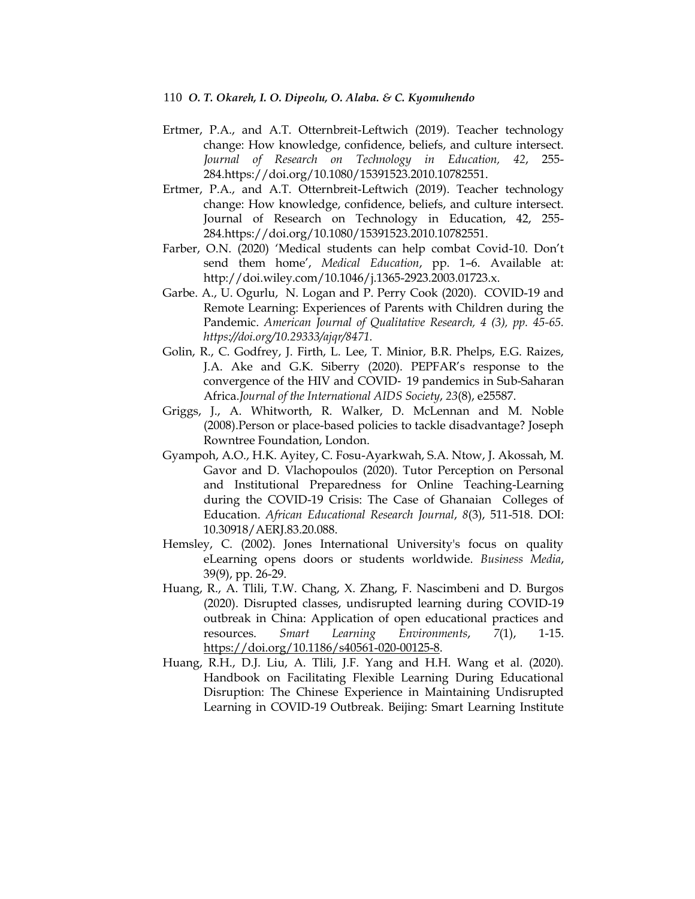Ertmer, P.A., and A.T. Otternbreit-Leftwich (2019). Teacher technology change: How knowledge, confidence, beliefs, and culture intersect. *Journal of Research on Technology in Education, 42*, 255-284.https://doi.org/10.1080/15391523.2010.10782551.

Ertmer, P.A., and A.T. Otternbreit-Leftwich (2019). Teacher technology change: How knowledge, confidence, beliefs, and culture intersect. Journal of Research on Technology in Education, 42, 255-284.https://doi.org/10.1080/15391523.2010.10782551.

Farber, O.N. (2020) 'Medical students can help combat Covid-10. Don't send them home', *Medical Education*, pp. 1–6. Available at: http://doi.wiley.com/10.1046/j.1365-2923.2003.01723.x.

Garbe. A., U. Ogurlu, N. Logan and P. Perry Cook (2020). COVID-19 and Remote Learning: Experiences of Parents with Children during the Pandemic. *American Journal of Qualitative Research, 4 (3), pp. 45-65. https://doi.org/10.29333/ajqr/8471.*

Golin, R., C. Godfrey, J. Firth, L. Lee, T. Minior, B.R. Phelps, E.G. Raizes, J.A. Ake and G.K. Siberry (2020). PEPFAR's response to the convergence of the HIV and COVID- 19 pandemics in Sub-Saharan Africa.*Journal of the International AIDS Society*, *23*(8), e25587.

Griggs, J., A. Whitworth, R. Walker, D. McLennan and M. Noble (2008).Person or place-based policies to tackle disadvantage? Joseph Rowntree Foundation, London.

Gyampoh, A.O., H.K. Ayitey, C. Fosu-Ayarkwah, S.A. Ntow, J. Akossah, M. Gavor and D. Vlachopoulos (2020). Tutor Perception on Personal and Institutional Preparedness for Online Teaching-Learning during the COVID-19 Crisis: The Case of Ghanaian Colleges of Education. *African Educational Research Journal*, *8*(3), 511-518. DOI: 10.30918/AERJ.83.20.088.

Hemsley, C. (2002). Jones International University's focus on quality eLearning opens doors or students worldwide. *Business Media*, 39(9), pp. 26-29.

Huang, R., A. Tlili, T.W. Chang, X. Zhang, F. Nascimbeni and D. Burgos (2020). Disrupted classes, undisrupted learning during COVID-19 outbreak in China: Application of open educational practices and resources. *Smart Learning Environments*, *7*(1), 1-15. https://doi.org/10.1186/s40561-020-00125-8.

Huang, R.H., D.J. Liu, A. Tlili, J.F. Yang and H.H. Wang et al. (2020). Handbook on Facilitating Flexible Learning During Educational Disruption: The Chinese Experience in Maintaining Undisrupted Learning in COVID-19 Outbreak. Beijing: Smart Learning Institute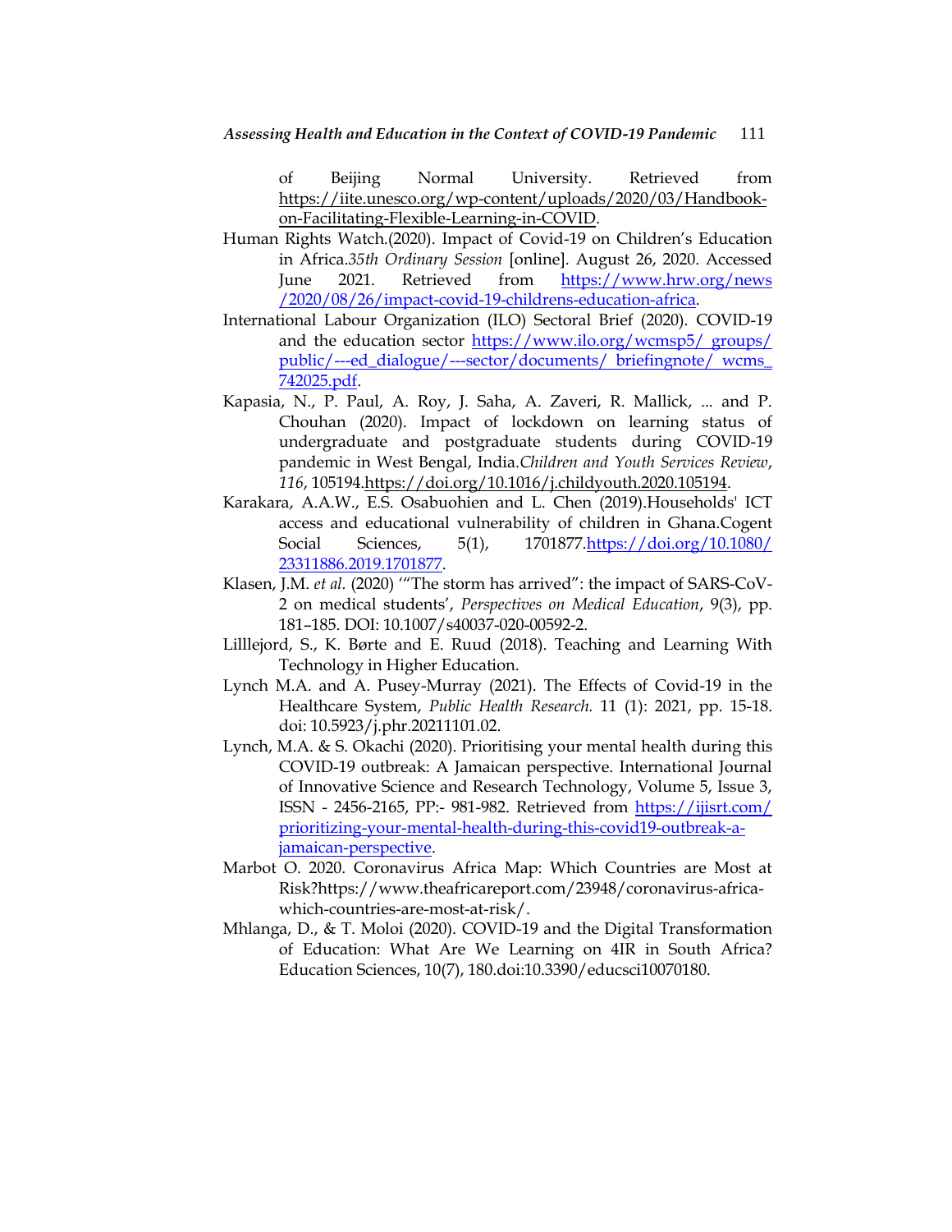of Beijing Normal University. Retrieved from https://iite.unesco.org/wp-content/uploads/2020/03/Handbook-on-Facilitating-Flexible-Learning-in-COVID.

Human Rights Watch.(2020). Impact of Covid-19 on Children's Education in Africa.*35th Ordinary Session* [online]. August 26, 2020. Accessed June 2021. Retrieved from https://www.hrw.org/news/2020/08/26/impact-covid-19-childrens-education-africa.

International Labour Organization (ILO) Sectoral Brief (2020). COVID-19 and the education sector https://www.ilo.org/wcmsp5/ groups/ public/---ed_dialogue/---sector/documents/ briefingnote/ wcms_742025.pdf.

Kapasia, N., P. Paul, A. Roy, J. Saha, A. Zaveri, R. Mallick, ... and P. Chouhan (2020). Impact of lockdown on learning status of undergraduate and postgraduate students during COVID-19 pandemic in West Bengal, India.*Children and Youth Services Review*, *116*, 105194.https://doi.org/10.1016/j.childyouth.2020.105194.

Karakara, A.A.W., E.S. Osabuohien and L. Chen (2019).Households' ICT access and educational vulnerability of children in Ghana.Cogent Social Sciences, 5(1), 1701877.https://doi.org/10.1080/23311886.2019.1701877.

Klasen, J.M. *et al.* (2020) '"The storm has arrived": the impact of SARS-CoV-2 on medical students', *Perspectives on Medical Education*, 9(3), pp. 181–185. DOI: 10.1007/s40037-020-00592-2.

Lilllejord, S., K. Børte and E. Ruud (2018). Teaching and Learning With Technology in Higher Education.

Lynch M.A. and A. Pusey-Murray (2021). The Effects of Covid-19 in the Healthcare System, *Public Health Research.* 11 (1): 2021, pp. 15-18. doi: 10.5923/j.phr.20211101.02.

Lynch, M.A. & S. Okachi (2020). Prioritising your mental health during this COVID-19 outbreak: A Jamaican perspective. International Journal of Innovative Science and Research Technology, Volume 5, Issue 3, ISSN - 2456-2165, PP:- 981-982. Retrieved from https://ijisrt.com/prioritizing-your-mental-health-during-this-covid19-outbreak-a-jamaican-perspective.

Marbot O. 2020. Coronavirus Africa Map: Which Countries are Most at Risk?https://www.theafricareport.com/23948/coronavirus-africa-which-countries-are-most-at-risk/.

Mhlanga, D., & T. Moloi (2020). COVID-19 and the Digital Transformation of Education: What Are We Learning on 4IR in South Africa? Education Sciences, 10(7), 180.doi:10.3390/educsci10070180.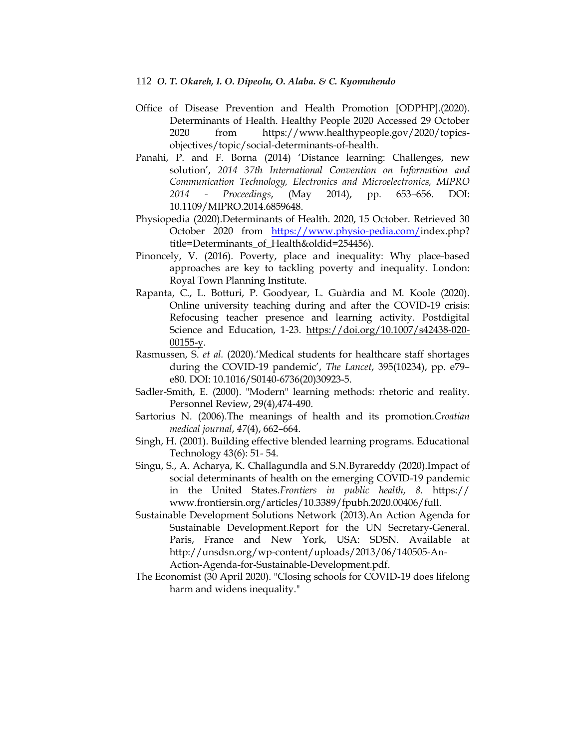Office of Disease Prevention and Health Promotion [ODPHP].(2020). Determinants of Health. Healthy People 2020 Accessed 29 October 2020 from https://www.healthypeople.gov/2020/topics-objectives/topic/social-determinants-of-health.

Panahi, P. and F. Borna (2014) 'Distance learning: Challenges, new solution', *2014 37th International Convention on Information and Communication Technology, Electronics and Microelectronics, MIPRO 2014 - Proceedings*, (May 2014), pp. 653–656. DOI: 10.1109/MIPRO.2014.6859648.

Physiopedia (2020).Determinants of Health. 2020, 15 October. Retrieved 30 October 2020 from https://www.physio-pedia.com/index.php?title=Determinants_of_Health&oldid=254456).

Pinoncely, V. (2016). Poverty, place and inequality: Why place-based approaches are key to tackling poverty and inequality. London: Royal Town Planning Institute.

Rapanta, C., L. Botturi, P. Goodyear, L. Guàrdia and M. Koole (2020). Online university teaching during and after the COVID-19 crisis: Refocusing teacher presence and learning activity. Postdigital Science and Education, 1-23. https://doi.org/10.1007/s42438-020-00155-y.

Rasmussen, S. *et al.* (2020).'Medical students for healthcare staff shortages during the COVID-19 pandemic', *The Lancet*, 395(10234), pp. e79–e80. DOI: 10.1016/S0140-6736(20)30923-5.

Sadler-Smith, E. (2000). "Modern" learning methods: rhetoric and reality. Personnel Review, 29(4),474-490.

Sartorius N. (2006).The meanings of health and its promotion.*Croatian medical journal*, *47*(4), 662–664.

Singh, H. (2001). Building effective blended learning programs. Educational Technology 43(6): 51- 54.

Singu, S., A. Acharya, K. Challagundla and S.N.Byrareddy (2020).Impact of social determinants of health on the emerging COVID-19 pandemic in the United States.*Frontiers in public health*, *8*. https://www.frontiersin.org/articles/10.3389/fpubh.2020.00406/full.

Sustainable Development Solutions Network (2013).An Action Agenda for Sustainable Development.Report for the UN Secretary-General. Paris, France and New York, USA: SDSN. Available at http://unsdsn.org/wp-content/uploads/2013/06/140505-An-Action-Agenda-for-Sustainable-Development.pdf.

The Economist (30 April 2020). "Closing schools for COVID-19 does lifelong harm and widens inequality."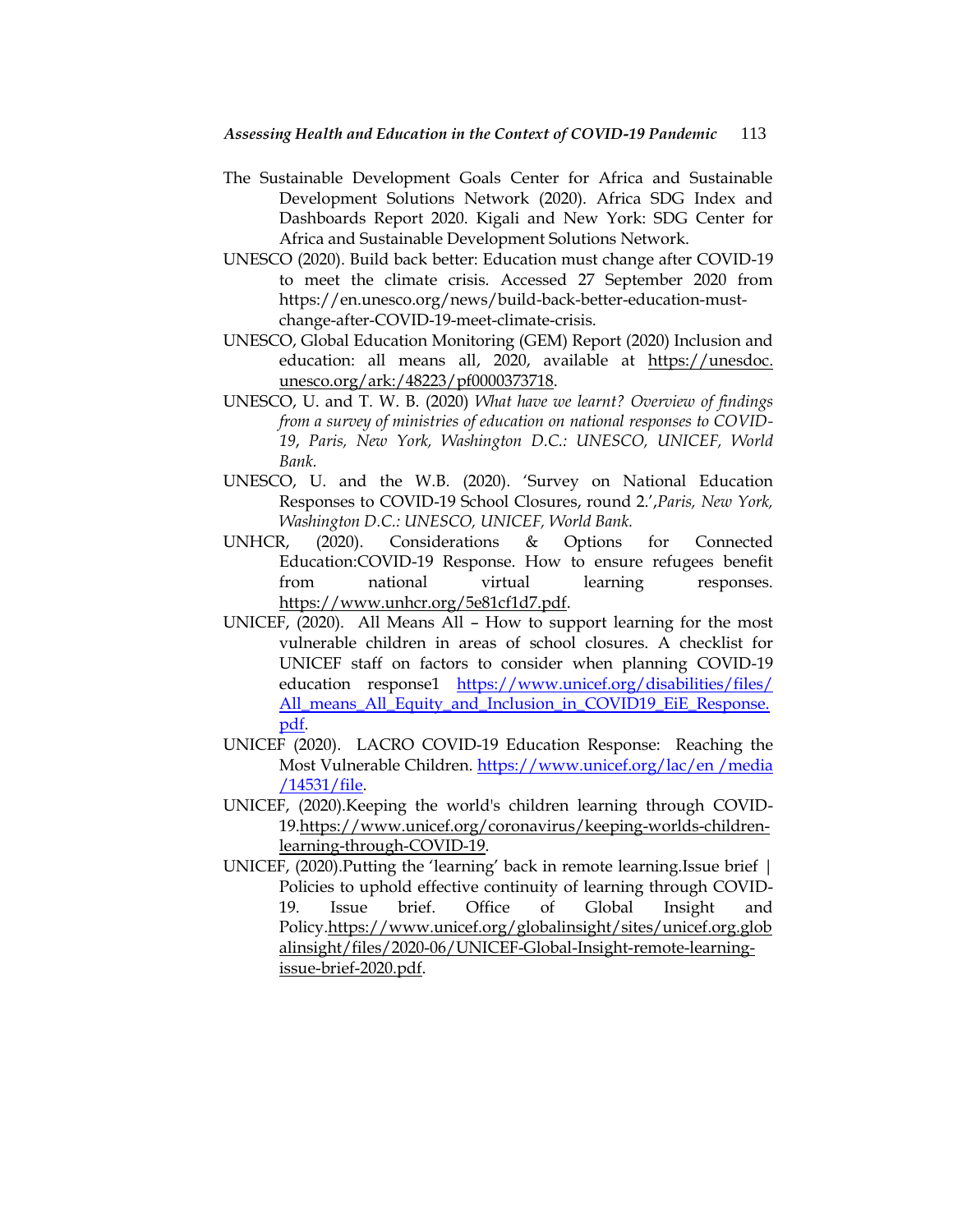The Sustainable Development Goals Center for Africa and Sustainable Development Solutions Network (2020). Africa SDG Index and Dashboards Report 2020. Kigali and New York: SDG Center for Africa and Sustainable Development Solutions Network.

UNESCO (2020). Build back better: Education must change after COVID-19 to meet the climate crisis. Accessed 27 September 2020 from https://en.unesco.org/news/build-back-better-education-must-change-after-COVID-19-meet-climate-crisis.

UNESCO, Global Education Monitoring (GEM) Report (2020) Inclusion and education: all means all, 2020, available at https://unesdoc.unesco.org/ark:/48223/pf0000373718.

UNESCO, U. and T. W. B. (2020) *What have we learnt? Overview of findings from a survey of ministries of education on national responses to COVID-19, Paris, New York, Washington D.C.: UNESCO, UNICEF, World Bank.*

UNESCO, U. and the W.B. (2020). 'Survey on National Education Responses to COVID-19 School Closures, round 2.',*Paris, New York, Washington D.C.: UNESCO, UNICEF, World Bank.*

UNHCR, (2020). Considerations & Options for Connected Education:COVID-19 Response. How to ensure refugees benefit from national virtual learning responses. https://www.unhcr.org/5e81cf1d7.pdf.

UNICEF, (2020). All Means All – How to support learning for the most vulnerable children in areas of school closures. A checklist for UNICEF staff on factors to consider when planning COVID-19 education response1 https://www.unicef.org/disabilities/files/All_means_All_Equity_and_Inclusion_in_COVID19_EiE_Response.pdf.

UNICEF (2020). LACRO COVID-19 Education Response: Reaching the Most Vulnerable Children. https://www.unicef.org/lac/en /media /14531/file.

UNICEF, (2020).Keeping the world's children learning through COVID-19.https://www.unicef.org/coronavirus/keeping-worlds-children-learning-through-COVID-19.

UNICEF, (2020).Putting the 'learning' back in remote learning.Issue brief | Policies to uphold effective continuity of learning through COVID-19. Issue brief. Office of Global Insight and Policy.https://www.unicef.org/globalinsight/sites/unicef.org.globalinsight/files/2020-06/UNICEF-Global-Insight-remote-learning-issue-brief-2020.pdf.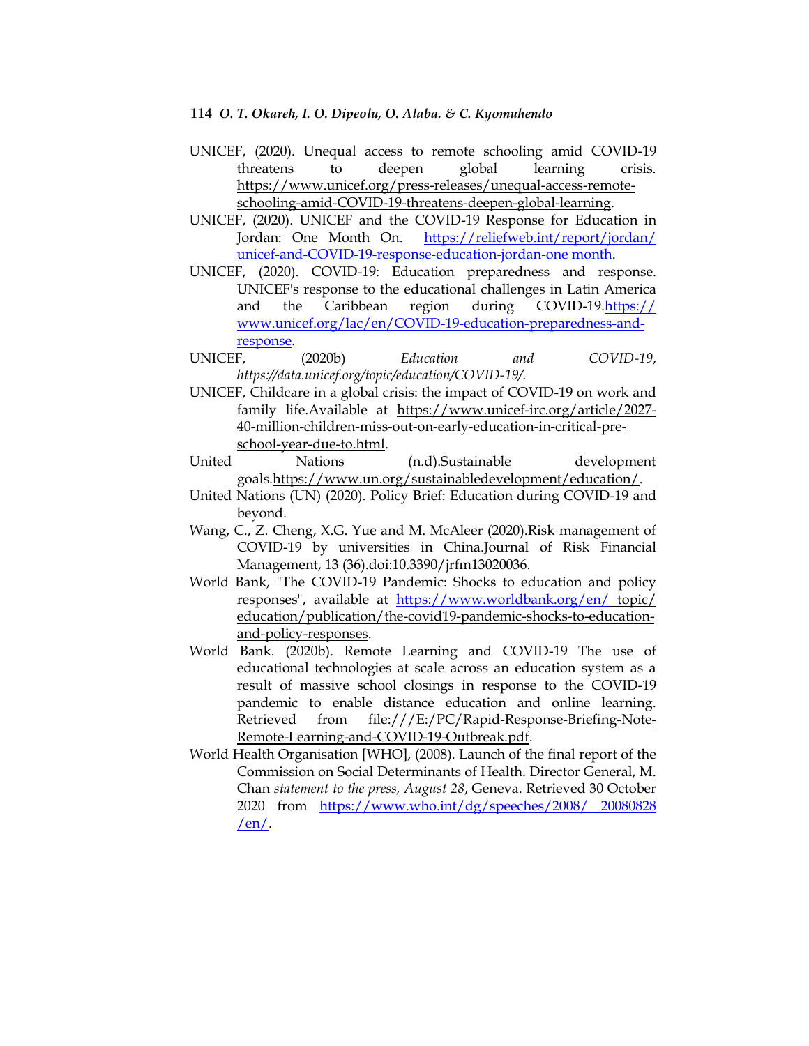UNICEF, (2020). Unequal access to remote schooling amid COVID-19 threatens to deepen global learning crisis. https://www.unicef.org/press-releases/unequal-access-remote-schooling-amid-COVID-19-threatens-deepen-global-learning.

UNICEF, (2020). UNICEF and the COVID-19 Response for Education in Jordan: One Month On. https://reliefweb.int/report/jordan/unicef-and-COVID-19-response-education-jordan-one month.

UNICEF, (2020). COVID-19: Education preparedness and response. UNICEF's response to the educational challenges in Latin America and the Caribbean region during COVID-19.https://www.unicef.org/lac/en/COVID-19-education-preparedness-and-response.

UNICEF, (2020b) *Education and COVID-19*, *https://data.unicef.org/topic/education/COVID-19/.*

UNICEF, Childcare in a global crisis: the impact of COVID-19 on work and family life.Available at https://www.unicef-irc.org/article/2027-40-million-children-miss-out-on-early-education-in-critical-pre-school-year-due-to.html.

United Nations (n.d).Sustainable development goals.https://www.un.org/sustainabledevelopment/education/.

United Nations (UN) (2020). Policy Brief: Education during COVID-19 and beyond.

Wang, C., Z. Cheng, X.G. Yue and M. McAleer (2020).Risk management of COVID-19 by universities in China.Journal of Risk Financial Management, 13 (36).doi:10.3390/jrfm13020036.

World Bank, "The COVID-19 Pandemic: Shocks to education and policy responses", available at https://www.worldbank.org/en/ topic/education/publication/the-covid19-pandemic-shocks-to-education-and-policy-responses.

World Bank. (2020b). Remote Learning and COVID-19 The use of educational technologies at scale across an education system as a result of massive school closings in response to the COVID-19 pandemic to enable distance education and online learning. Retrieved from file:///E:/PC/Rapid-Response-Briefing-Note-Remote-Learning-and-COVID-19-Outbreak.pdf.

World Health Organisation [WHO], (2008). Launch of the final report of the Commission on Social Determinants of Health. Director General, M. Chan *statement to the press, August 28*, Geneva. Retrieved 30 October 2020 from https://www.who.int/dg/speeches/2008/ 20080828 /en/.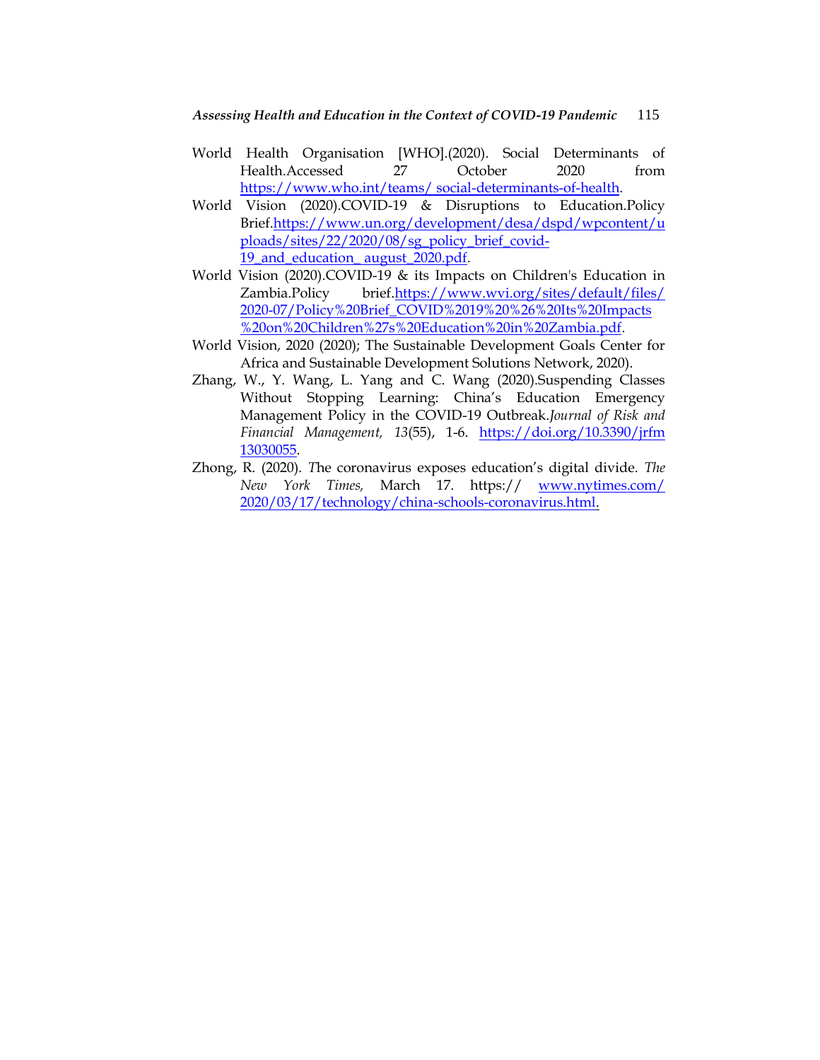World Health Organisation [WHO].(2020). Social Determinants of Health.Accessed 27 October 2020 from https://www.who.int/teams/ social-determinants-of-health.

World Vision (2020).COVID-19 & Disruptions to Education.Policy Brief.https://www.un.org/development/desa/dspd/wpcontent/uploads/sites/22/2020/08/sg_policy_brief_covid-19_and_education_ august_2020.pdf.

World Vision (2020).COVID-19 & its Impacts on Children's Education in Zambia.Policy brief.https://www.wvi.org/sites/default/files/2020-07/Policy%20Brief_COVID%2019%20%26%20Its%20Impacts%20on%20Children%27s%20Education%20in%20Zambia.pdf.

World Vision, 2020 (2020); The Sustainable Development Goals Center for Africa and Sustainable Development Solutions Network, 2020).

Zhang, W., Y. Wang, L. Yang and C. Wang (2020).Suspending Classes Without Stopping Learning: China's Education Emergency Management Policy in the COVID-19 Outbreak.*Journal of Risk and Financial Management, 13*(55), 1-6. https://doi.org/10.3390/jrfm13030055.

Zhong, R. (2020). The coronavirus exposes education's digital divide. *The New York Times,* March 17. https:// www.nytimes.com/2020/03/17/technology/china-schools-coronavirus.html.